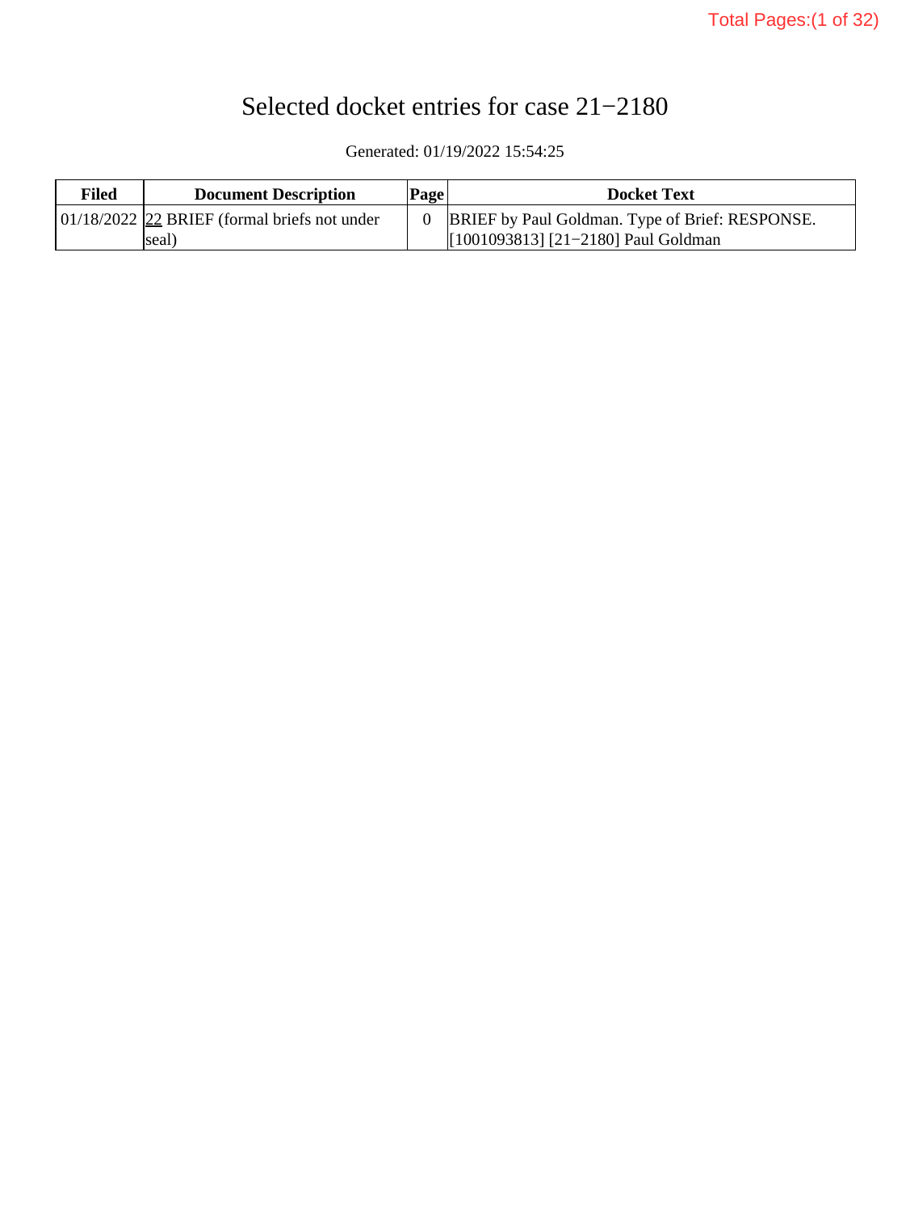# Selected docket entries for case 21−2180

Generated: 01/19/2022 15:54:25

| Filed | Document Description | Page | Docket Text |
|---|---|---|---|
| 01/18/2022 | 22 BRIEF (formal briefs not under seal) | 0 | BRIEF by Paul Goldman. Type of Brief: RESPONSE. [1001093813] [21−2180] Paul Goldman |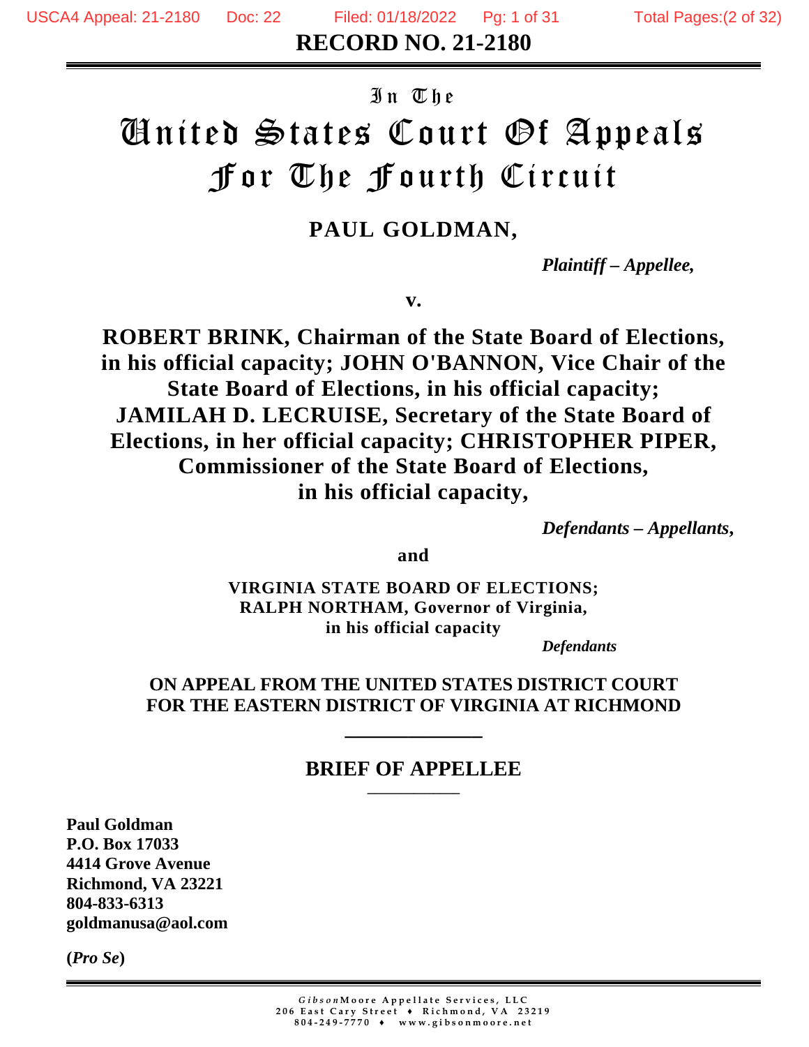**RECORD NO. 21-2180**

In The

# United States Court Of Appeals For The Fourth Circuit

**PAUL GOLDMAN,**

*Plaintiff – Appellee,*

**v.**

**ROBERT BRINK, Chairman of the State Board of Elections, in his official capacity; JOHN O'BANNON, Vice Chair of the State Board of Elections, in his official capacity; JAMILAH D. LECRUISE, Secretary of the State Board of Elections, in her official capacity; CHRISTOPHER PIPER, Commissioner of the State Board of Elections, in his official capacity,**

*Defendants – Appellants,*

**and**

**VIRGINIA STATE BOARD OF ELECTIONS; RALPH NORTHAM, Governor of Virginia, in his official capacity**

*Defendants*

**ON APPEAL FROM THE UNITED STATES DISTRICT COURT FOR THE EASTERN DISTRICT OF VIRGINIA AT RICHMOND**

## BRIEF OF APPELLEE

**Paul Goldman**
**P.O. Box 17033**
**4414 Grove Avenue**
**Richmond, VA 23221**
**804-833-6313**
**goldmanusa@aol.com**

**(*Pro Se*)**

*Gibson*Moore Appellate Services, LLC
206 East Cary Street ♦ Richmond, VA 23219
804-249-7770 ♦ www.gibsonmoore.net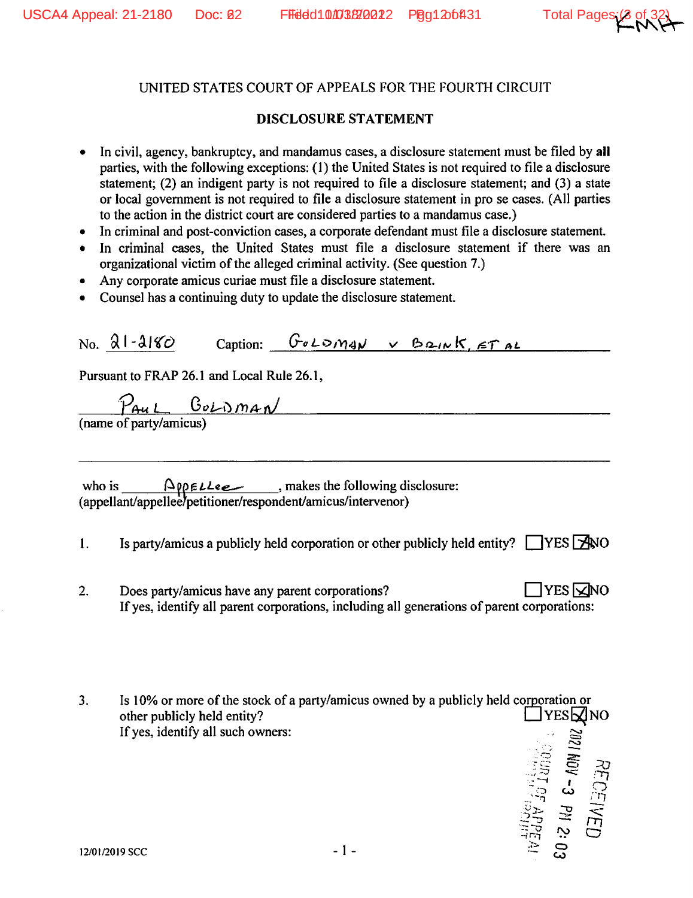UNITED STATES COURT OF APPEALS FOR THE FOURTH CIRCUIT

**DISCLOSURE STATEMENT**

- In civil, agency, bankruptcy, and mandamus cases, a disclosure statement must be filed by **all** parties, with the following exceptions: (1) the United States is not required to file a disclosure statement; (2) an indigent party is not required to file a disclosure statement; and (3) a state or local government is not required to file a disclosure statement in pro se cases. (All parties to the action in the district court are considered parties to a mandamus case.)
- In criminal and post-conviction cases, a corporate defendant must file a disclosure statement.
- In criminal cases, the United States must file a disclosure statement if there was an organizational victim of the alleged criminal activity. (See question 7.)
- Any corporate amicus curiae must file a disclosure statement.
- Counsel has a continuing duty to update the disclosure statement.

No. 21-2180 Caption: GOLDMAN v BRINK, ET AL

Pursuant to FRAP 26.1 and Local Rule 26.1,

PAUL GOLDMAN
(name of party/amicus)

who is APPELLEE, makes the following disclosure:
(appellant/appellee/petitioner/respondent/amicus/intervenor)

1. Is party/amicus a publicly held corporation or other publicly held entity? ☐ YES ☒ NO

2. Does party/amicus have any parent corporations? ☐ YES ☒ NO
   If yes, identify all parent corporations, including all generations of parent corporations:

3. Is 10% or more of the stock of a party/amicus owned by a publicly held corporation or other publicly held entity? ☐ YES ☒ NO
   If yes, identify all such owners:

RECEIVED
2021 NOV -3 PM 2:03
COURT OF APPEALS
FOURTH CIRCUIT

12/01/2019 SCC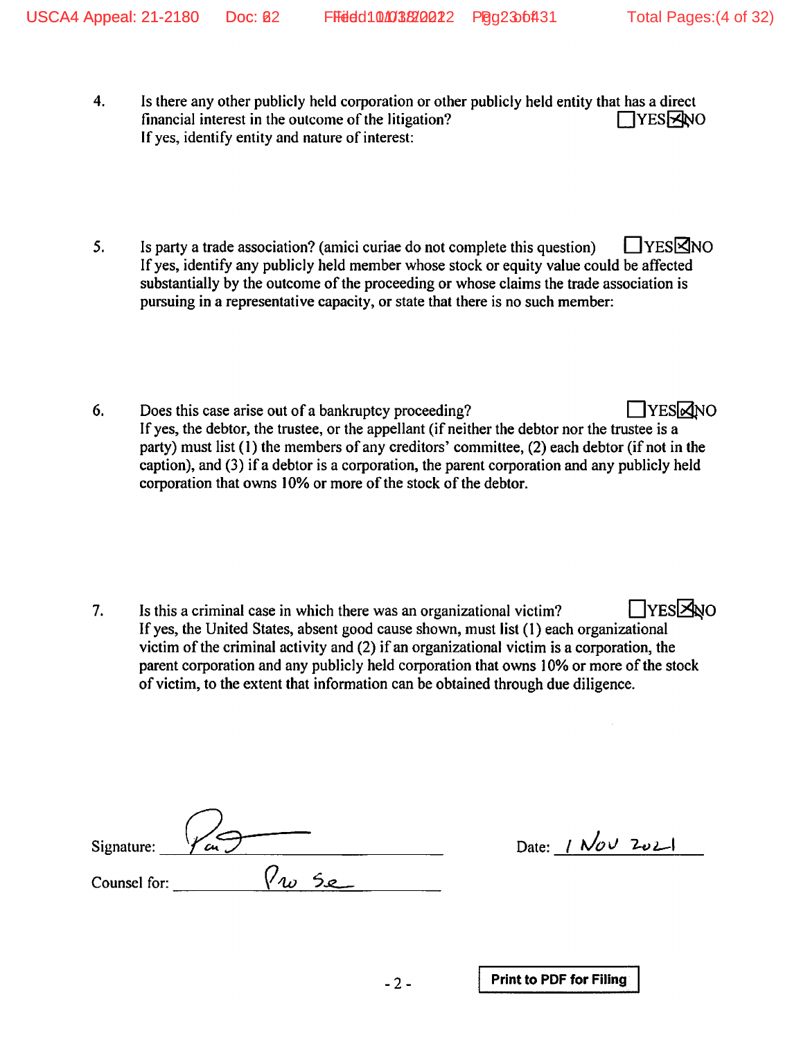4. Is there any other publicly held corporation or other publicly held entity that has a direct financial interest in the outcome of the litigation? ☐YES ☒NO
If yes, identify entity and nature of interest:

5. Is party a trade association? (amici curiae do not complete this question) ☐YES ☒NO
If yes, identify any publicly held member whose stock or equity value could be affected substantially by the outcome of the proceeding or whose claims the trade association is pursuing in a representative capacity, or state that there is no such member:

6. Does this case arise out of a bankruptcy proceeding? ☐YES ☒NO
If yes, the debtor, the trustee, or the appellant (if neither the debtor nor the trustee is a party) must list (1) the members of any creditors' committee, (2) each debtor (if not in the caption), and (3) if a debtor is a corporation, the parent corporation and any publicly held corporation that owns 10% or more of the stock of the debtor.

7. Is this a criminal case in which there was an organizational victim? ☐YES ☒NO
If yes, the United States, absent good cause shown, must list (1) each organizational victim of the criminal activity and (2) if an organizational victim is a corporation, the parent corporation and any publicly held corporation that owns 10% or more of the stock of victim, to the extent that information can be obtained through due diligence.

Signature: ______________________ Date: 1 Nov 2021

Counsel for: Pro Se

Print to PDF for Filing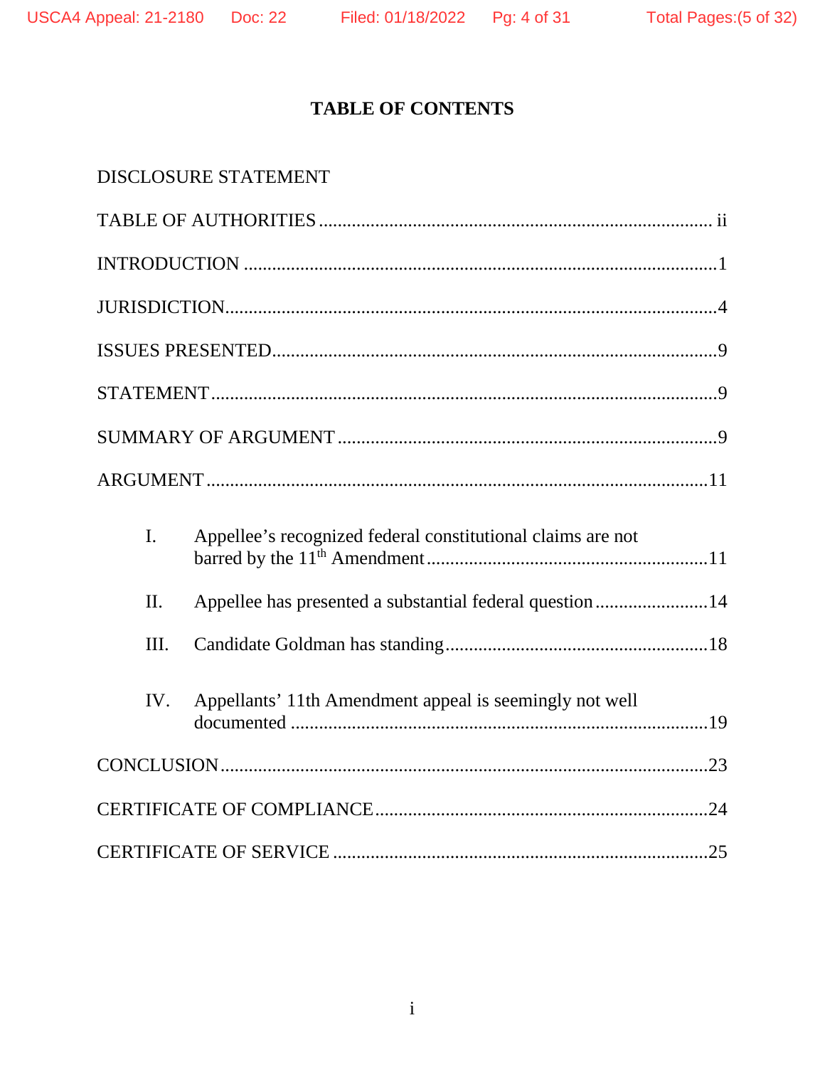# TABLE OF CONTENTS

DISCLOSURE STATEMENT

TABLE OF AUTHORITIES .................................................................................. ii

INTRODUCTION ...................................................................................................1

JURISDICTION.......................................................................................................4

ISSUES PRESENTED.............................................................................................9

STATEMENT ..........................................................................................................9

SUMMARY OF ARGUMENT ................................................................................9

ARGUMENT .........................................................................................................11

I. Appellee's recognized federal constitutional claims are not barred by the 11th Amendment ............................................................11

II. Appellee has presented a substantial federal question ........................14

III. Candidate Goldman has standing.......................................................18

IV. Appellants' 11th Amendment appeal is seemingly not well documented .........................................................................................19

CONCLUSION......................................................................................................23

CERTIFICATE OF COMPLIANCE......................................................................24

CERTIFICATE OF SERVICE ...............................................................................25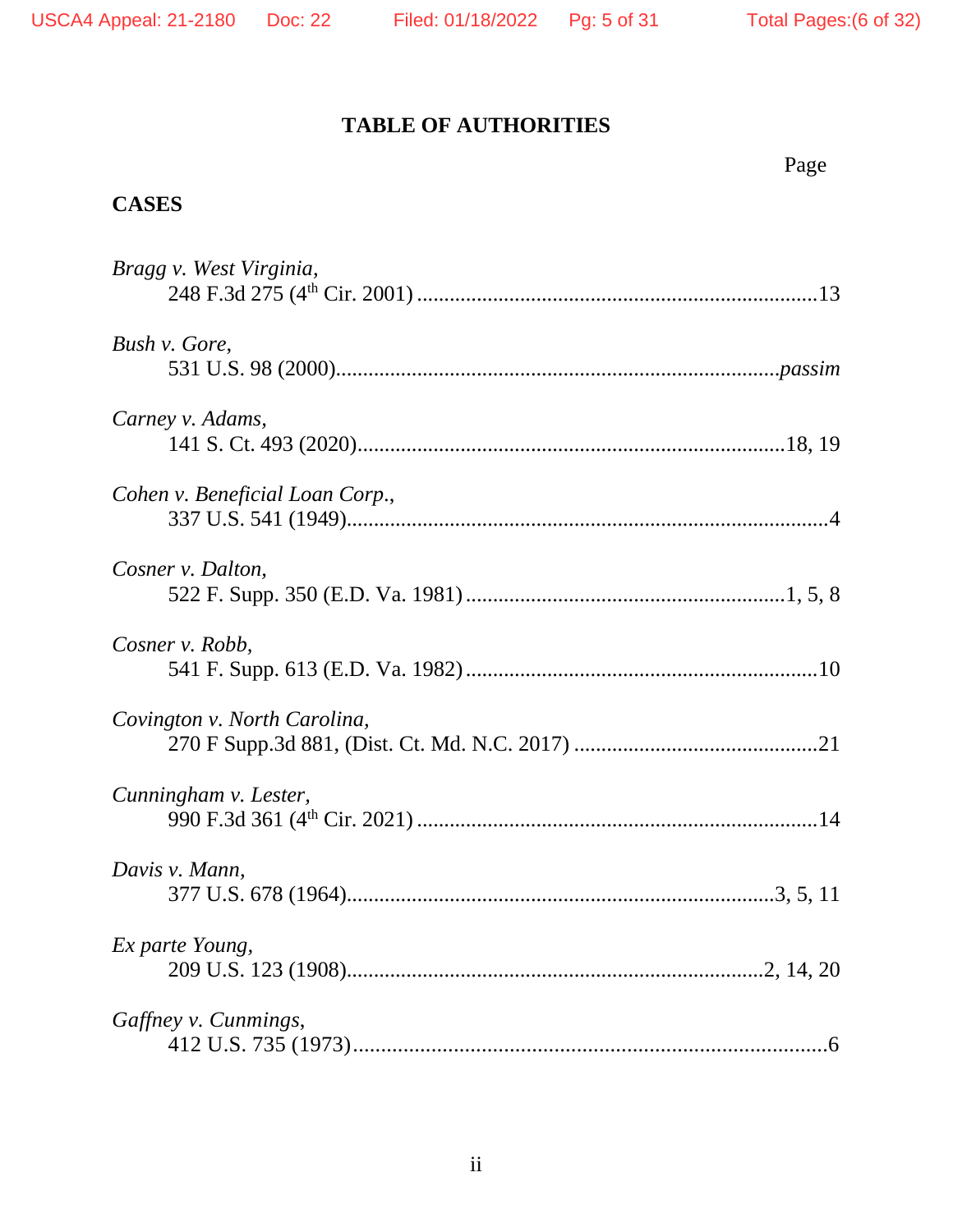# TABLE OF AUTHORITIES

Page

## CASES

*Bragg v. West Virginia*,
248 F.3d 275 (4th Cir. 2001) .......................................................................... 13

*Bush v. Gore*,
531 U.S. 98 (2000)................................................................................. *passim*

*Carney v. Adams*,
141 S. Ct. 493 (2020).............................................................................. 18, 19

*Cohen v. Beneficial Loan Corp*.,
337 U.S. 541 (1949)........................................................................................ 4

*Cosner v. Dalton*,
522 F. Supp. 350 (E.D. Va. 1981) ........................................................... 1, 5, 8

*Cosner v. Robb*,
541 F. Supp. 613 (E.D. Va. 1982) ................................................................. 10

*Covington v. North Carolina*,
270 F Supp.3d 881, (Dist. Ct. Md. N.C. 2017) ............................................. 21

*Cunningham v. Lester*,
990 F.3d 361 (4th Cir. 2021) .......................................................................... 14

*Davis v. Mann*,
377 U.S. 678 (1964)............................................................................. 3, 5, 11

*Ex parte Young*,
209 U.S. 123 (1908)........................................................................... 2, 14, 20

*Gaffney v. Cunmings*,
412 U.S. 735 (1973)........................................................................................ 6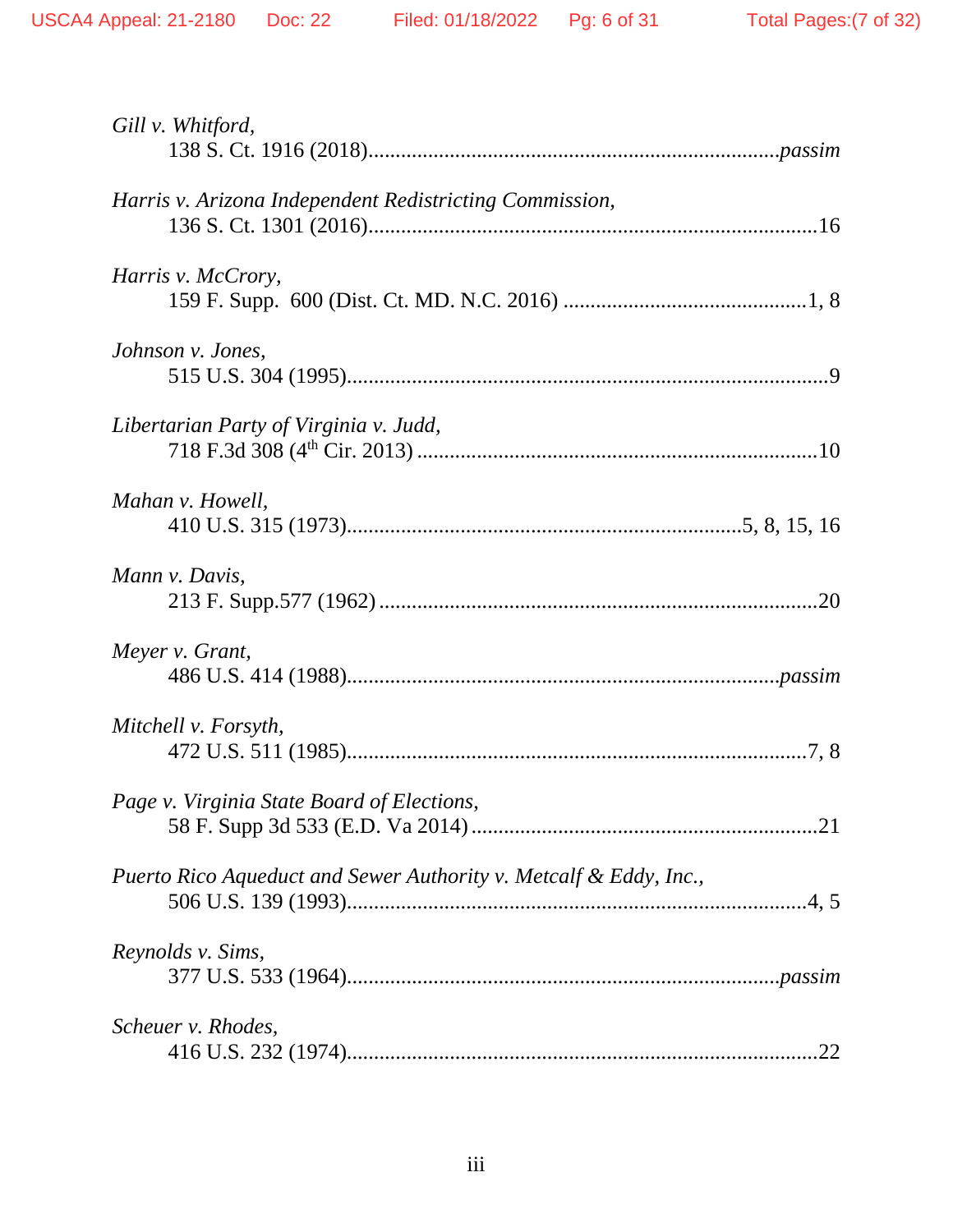*Gill v. Whitford*,
138 S. Ct. 1916 (2018)........................................................................*passim*

*Harris v. Arizona Independent Redistricting Commission*,
136 S. Ct. 1301 (2016)...................................................................................16

*Harris v. McCrory*,
159 F. Supp. 600 (Dist. Ct. MD. N.C. 2016) .............................................1, 8

*Johnson v. Jones*,
515 U.S. 304 (1995).........................................................................................9

*Libertarian Party of Virginia v. Judd*,
718 F.3d 308 (4th Cir. 2013) ..........................................................................10

*Mahan v. Howell*,
410 U.S. 315 (1973)........................................................................5, 8, 15, 16

*Mann v. Davis*,
213 F. Supp.577 (1962) .................................................................................20

*Meyer v. Grant*,
486 U.S. 414 (1988)...............................................................................*passim*

*Mitchell v. Forsyth*,
472 U.S. 511 (1985)......................................................................................7, 8

*Page v. Virginia State Board of Elections*,
58 F. Supp 3d 533 (E.D. Va 2014) ................................................................21

*Puerto Rico Aqueduct and Sewer Authority v. Metcalf & Eddy, Inc.*,
506 U.S. 139 (1993)......................................................................................4, 5

*Reynolds v. Sims*,
377 U.S. 533 (1964)...............................................................................*passim*

*Scheuer v. Rhodes*,
416 U.S. 232 (1974).......................................................................................22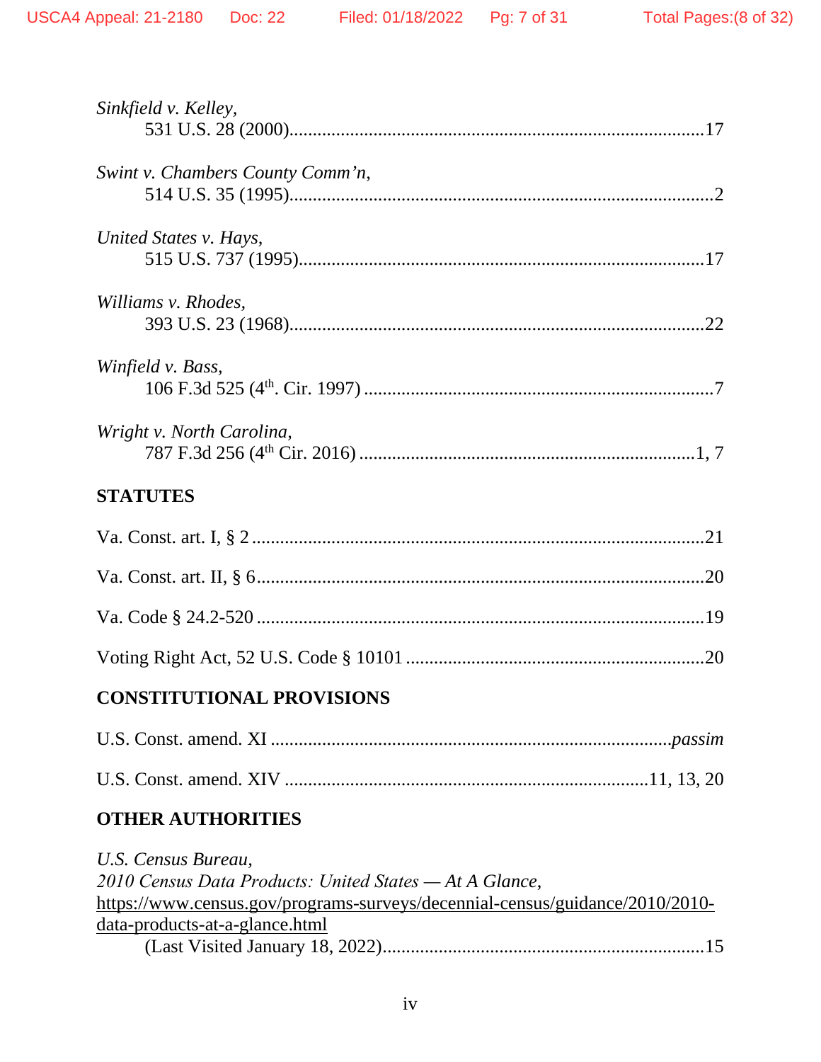*Sinkfield v. Kelley*,
531 U.S. 28 (2000)........................................................................................17

*Swint v. Chambers County Comm'n*,
514 U.S. 35 (1995)..........................................................................................2

*United States v. Hays*,
515 U.S. 737 (1995)......................................................................................17

*Williams v. Rhodes*,
393 U.S. 23 (1968)........................................................................................22

*Winfield v. Bass*,
106 F.3d 525 (4th. Cir. 1997) ..........................................................................7

*Wright v. North Carolina*,
787 F.3d 256 (4th Cir. 2016) ........................................................................1, 7

## STATUTES

Va. Const. art. I, § 2 ................................................................................................21

Va. Const. art. II, § 6................................................................................................20

Va. Code § 24.2-520 ...............................................................................................19

Voting Right Act, 52 U.S. Code § 10101 ................................................................20

## CONSTITUTIONAL PROVISIONS

U.S. Const. amend. XI ....................................................................................*passim*

U.S. Const. amend. XIV ............................................................................11, 13, 20

## OTHER AUTHORITIES

*U.S. Census Bureau*,
*2010 Census Data Products: United States — At A Glance*,
https://www.census.gov/programs-surveys/decennial-census/guidance/2010/2010-data-products-at-a-glance.html
(Last Visited January 18, 2022)....................................................................15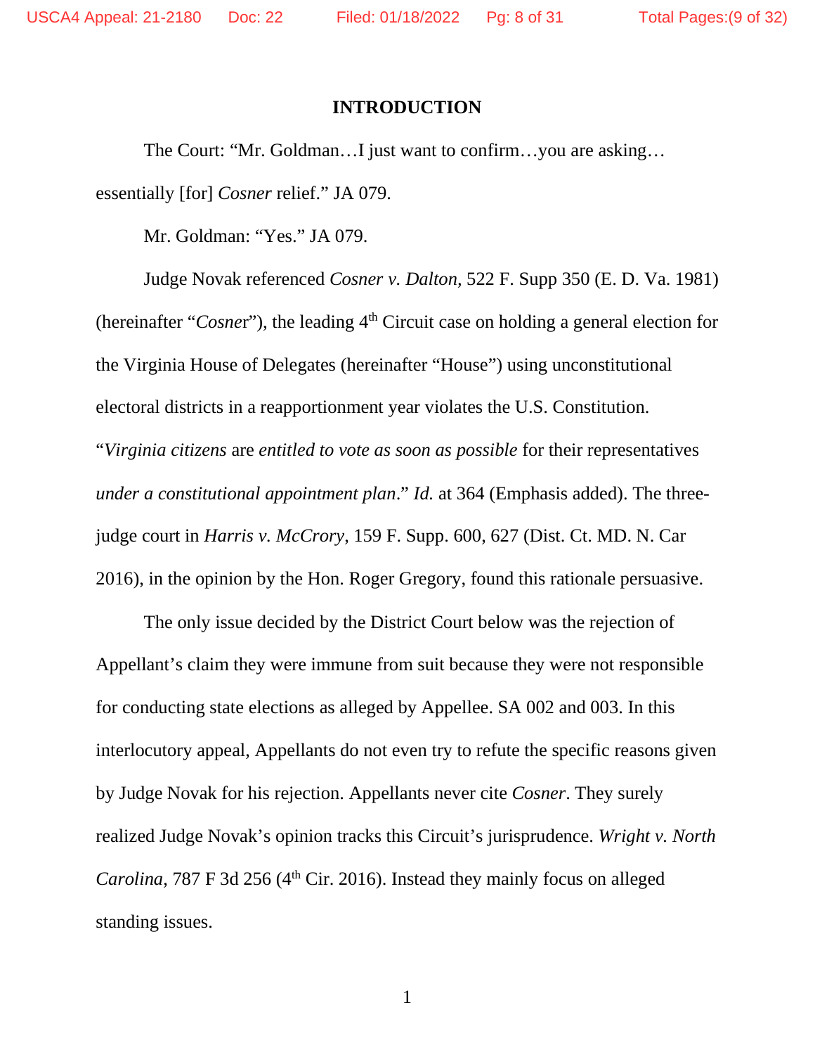# INTRODUCTION

The Court: "Mr. Goldman…I just want to confirm…you are asking… essentially [for] *Cosner* relief." JA 079.

Mr. Goldman: "Yes." JA 079.

Judge Novak referenced *Cosner v. Dalton,* 522 F. Supp 350 (E. D. Va. 1981) (hereinafter "*Cosne*r"), the leading 4th Circuit case on holding a general election for the Virginia House of Delegates (hereinafter "House") using unconstitutional electoral districts in a reapportionment year violates the U.S. Constitution. "*Virginia citizens* are *entitled to vote as soon as possible* for their representatives *under a constitutional appointment plan*." *Id.* at 364 (Emphasis added). The three-judge court in *Harris v. McCrory*, 159 F. Supp. 600, 627 (Dist. Ct. MD. N. Car 2016), in the opinion by the Hon. Roger Gregory, found this rationale persuasive.

The only issue decided by the District Court below was the rejection of Appellant's claim they were immune from suit because they were not responsible for conducting state elections as alleged by Appellee. SA 002 and 003. In this interlocutory appeal, Appellants do not even try to refute the specific reasons given by Judge Novak for his rejection. Appellants never cite *Cosner*. They surely realized Judge Novak's opinion tracks this Circuit's jurisprudence. *Wright v. North Carolina*, 787 F 3d 256 (4th Cir. 2016). Instead they mainly focus on alleged standing issues.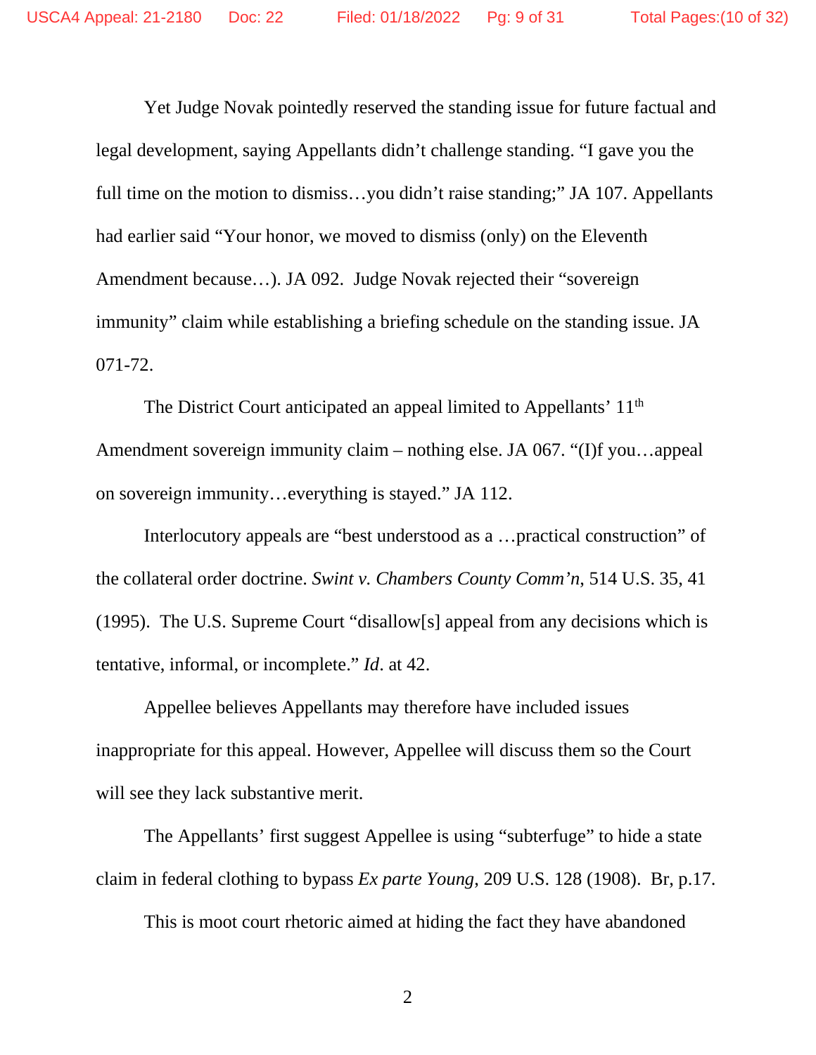Yet Judge Novak pointedly reserved the standing issue for future factual and legal development, saying Appellants didn't challenge standing. "I gave you the full time on the motion to dismiss…you didn't raise standing;" JA 107. Appellants had earlier said "Your honor, we moved to dismiss (only) on the Eleventh Amendment because…). JA 092. Judge Novak rejected their "sovereign immunity" claim while establishing a briefing schedule on the standing issue. JA 071-72.

The District Court anticipated an appeal limited to Appellants' 11th Amendment sovereign immunity claim – nothing else. JA 067. "(I)f you…appeal on sovereign immunity…everything is stayed." JA 112.

Interlocutory appeals are "best understood as a …practical construction" of the collateral order doctrine. *Swint v. Chambers County Comm'n*, 514 U.S. 35, 41 (1995). The U.S. Supreme Court "disallow[s] appeal from any decisions which is tentative, informal, or incomplete." *Id*. at 42.

Appellee believes Appellants may therefore have included issues inappropriate for this appeal. However, Appellee will discuss them so the Court will see they lack substantive merit.

The Appellants' first suggest Appellee is using "subterfuge" to hide a state claim in federal clothing to bypass *Ex parte Young*, 209 U.S. 128 (1908). Br, p.17.

This is moot court rhetoric aimed at hiding the fact they have abandoned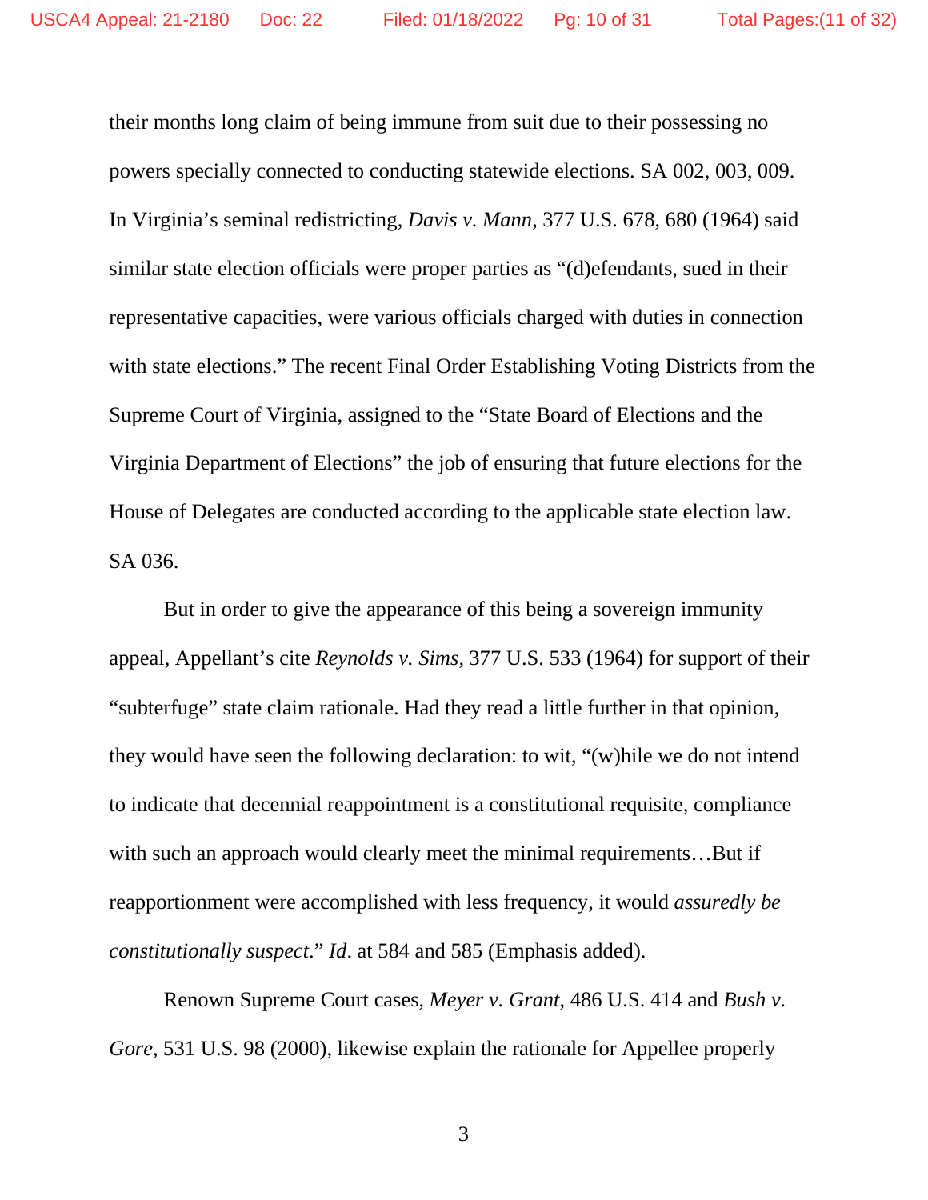their months long claim of being immune from suit due to their possessing no powers specially connected to conducting statewide elections. SA 002, 003, 009. In Virginia's seminal redistricting, *Davis v. Mann*, 377 U.S. 678, 680 (1964) said similar state election officials were proper parties as "(d)efendants, sued in their representative capacities, were various officials charged with duties in connection with state elections." The recent Final Order Establishing Voting Districts from the Supreme Court of Virginia, assigned to the "State Board of Elections and the Virginia Department of Elections" the job of ensuring that future elections for the House of Delegates are conducted according to the applicable state election law. SA 036.

But in order to give the appearance of this being a sovereign immunity appeal, Appellant's cite *Reynolds v. Sims*, 377 U.S. 533 (1964) for support of their "subterfuge" state claim rationale. Had they read a little further in that opinion, they would have seen the following declaration: to wit, "(w)hile we do not intend to indicate that decennial reappointment is a constitutional requisite, compliance with such an approach would clearly meet the minimal requirements…But if reapportionment were accomplished with less frequency, it would *assuredly be constitutionally suspect*." *Id*. at 584 and 585 (Emphasis added).

Renown Supreme Court cases, *Meyer v. Grant*, 486 U.S. 414 and *Bush v. Gore*, 531 U.S. 98 (2000), likewise explain the rationale for Appellee properly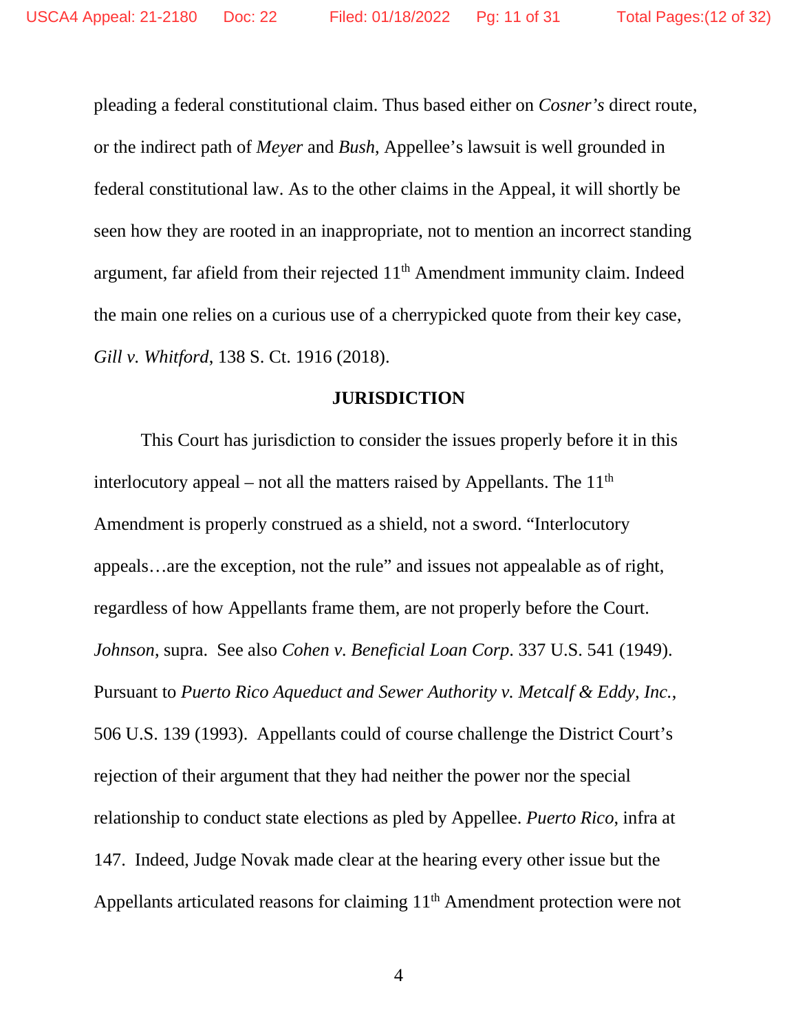pleading a federal constitutional claim. Thus based either on *Cosner's* direct route, or the indirect path of *Meyer* and *Bush*, Appellee's lawsuit is well grounded in federal constitutional law. As to the other claims in the Appeal, it will shortly be seen how they are rooted in an inappropriate, not to mention an incorrect standing argument, far afield from their rejected 11th Amendment immunity claim. Indeed the main one relies on a curious use of a cherrypicked quote from their key case, *Gill v. Whitford*, 138 S. Ct. 1916 (2018).

**JURISDICTION**

This Court has jurisdiction to consider the issues properly before it in this interlocutory appeal – not all the matters raised by Appellants. The 11th Amendment is properly construed as a shield, not a sword. "Interlocutory appeals…are the exception, not the rule" and issues not appealable as of right, regardless of how Appellants frame them, are not properly before the Court. *Johnson*, supra. See also *Cohen v. Beneficial Loan Corp*. 337 U.S. 541 (1949). Pursuant to *Puerto Rico Aqueduct and Sewer Authority v. Metcalf & Eddy, Inc.*, 506 U.S. 139 (1993). Appellants could of course challenge the District Court's rejection of their argument that they had neither the power nor the special relationship to conduct state elections as pled by Appellee. *Puerto Rico*, infra at 147. Indeed, Judge Novak made clear at the hearing every other issue but the Appellants articulated reasons for claiming 11th Amendment protection were not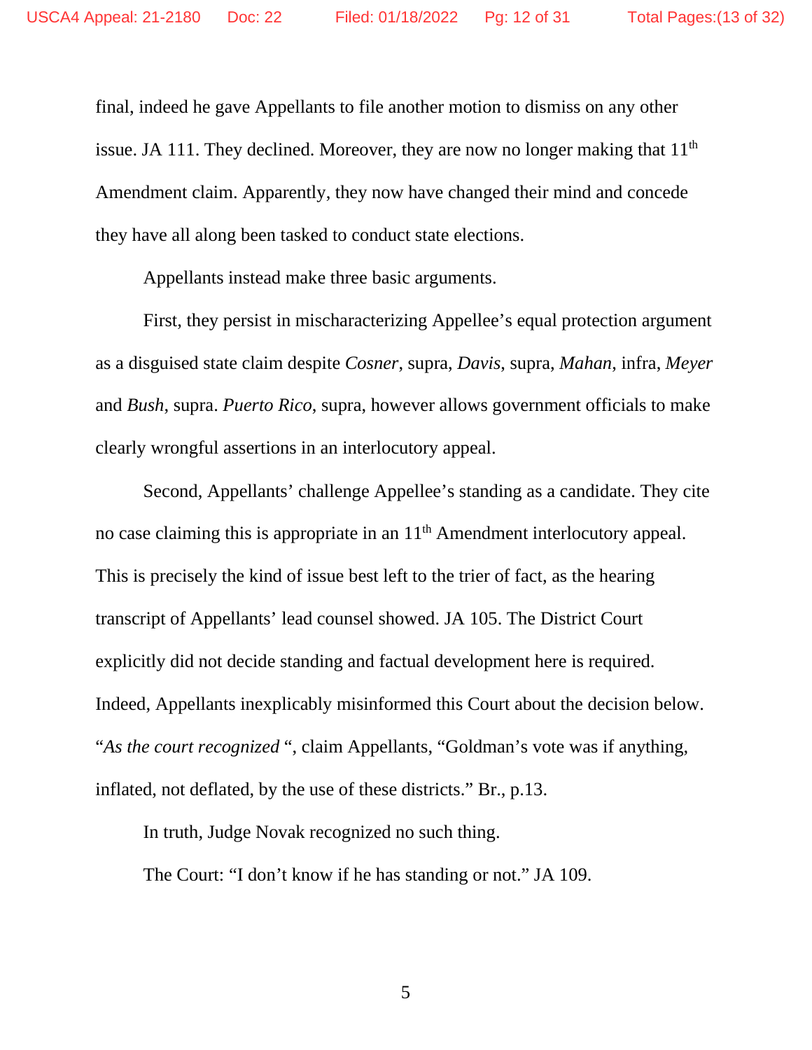final, indeed he gave Appellants to file another motion to dismiss on any other issue. JA 111. They declined. Moreover, they are now no longer making that 11th Amendment claim. Apparently, they now have changed their mind and concede they have all along been tasked to conduct state elections.

Appellants instead make three basic arguments.

First, they persist in mischaracterizing Appellee's equal protection argument as a disguised state claim despite *Cosner*, supra, *Davis*, supra, *Mahan*, infra, *Meyer* and *Bush*, supra. *Puerto Rico*, supra, however allows government officials to make clearly wrongful assertions in an interlocutory appeal.

Second, Appellants' challenge Appellee's standing as a candidate. They cite no case claiming this is appropriate in an 11th Amendment interlocutory appeal. This is precisely the kind of issue best left to the trier of fact, as the hearing transcript of Appellants' lead counsel showed. JA 105. The District Court explicitly did not decide standing and factual development here is required. Indeed, Appellants inexplicably misinformed this Court about the decision below. "*As the court recognized* ", claim Appellants, "Goldman's vote was if anything, inflated, not deflated, by the use of these districts." Br., p.13.

In truth, Judge Novak recognized no such thing.

The Court: "I don't know if he has standing or not." JA 109.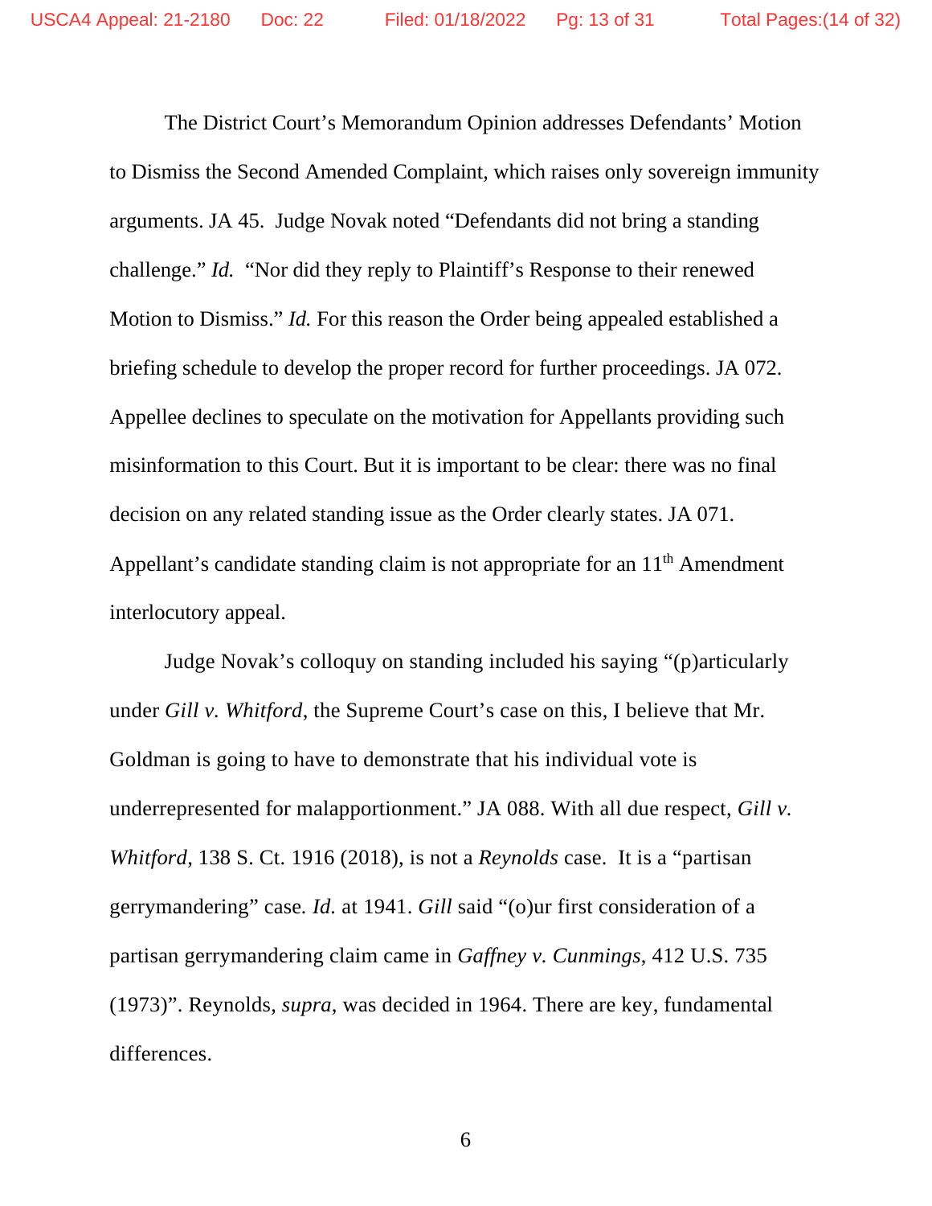The District Court's Memorandum Opinion addresses Defendants' Motion to Dismiss the Second Amended Complaint, which raises only sovereign immunity arguments. JA 45. Judge Novak noted "Defendants did not bring a standing challenge." *Id.* "Nor did they reply to Plaintiff's Response to their renewed Motion to Dismiss." *Id.* For this reason the Order being appealed established a briefing schedule to develop the proper record for further proceedings. JA 072. Appellee declines to speculate on the motivation for Appellants providing such misinformation to this Court. But it is important to be clear: there was no final decision on any related standing issue as the Order clearly states. JA 071. Appellant's candidate standing claim is not appropriate for an 11th Amendment interlocutory appeal.

Judge Novak's colloquy on standing included his saying "(p)articularly under *Gill v. Whitford*, the Supreme Court's case on this, I believe that Mr. Goldman is going to have to demonstrate that his individual vote is underrepresented for malapportionment." JA 088. With all due respect, *Gill v. Whitford*, 138 S. Ct. 1916 (2018), is not a *Reynolds* case. It is a "partisan gerrymandering" case. *Id.* at 1941. *Gill* said "(o)ur first consideration of a partisan gerrymandering claim came in *Gaffney v. Cunmings*, 412 U.S. 735 (1973)". Reynolds, *supra*, was decided in 1964. There are key, fundamental differences.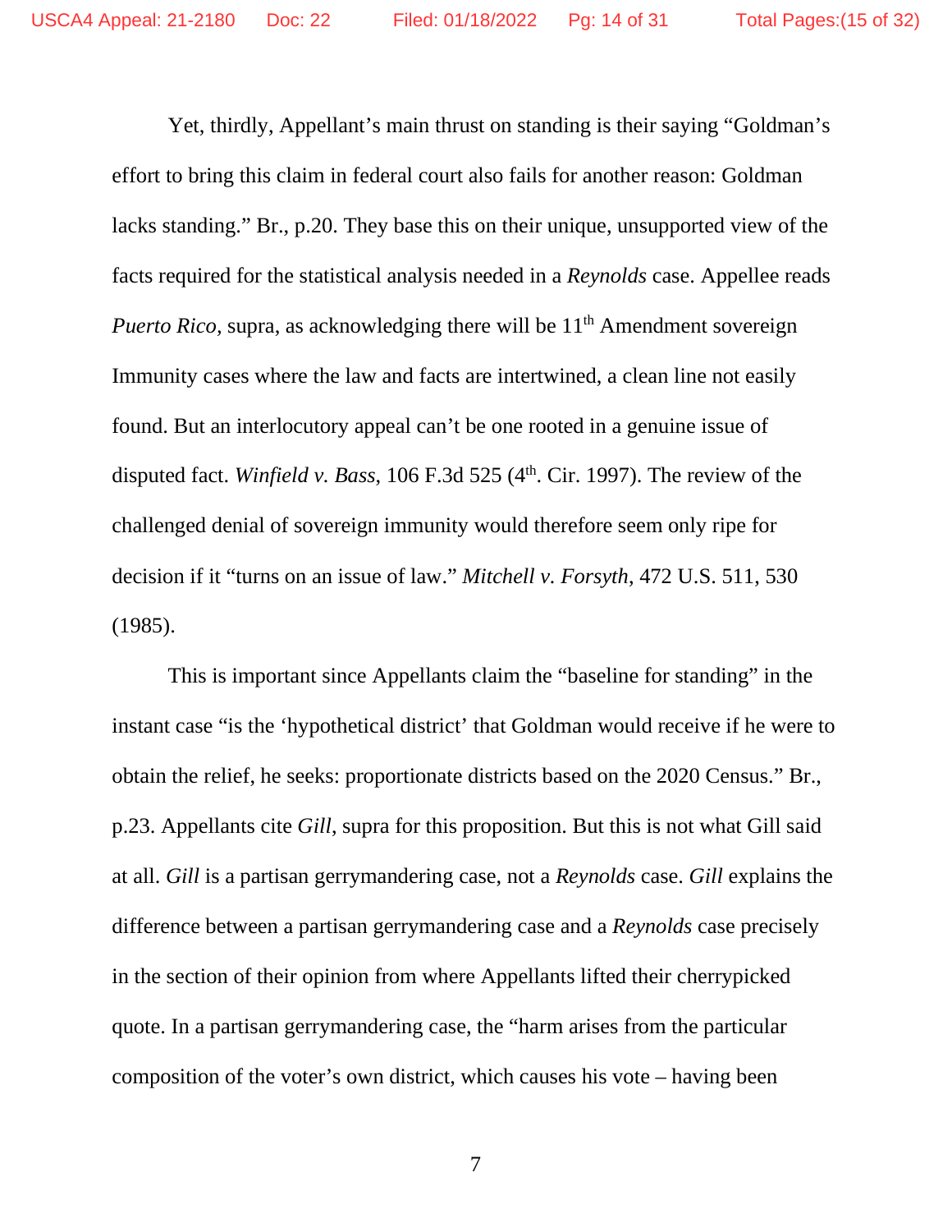Yet, thirdly, Appellant's main thrust on standing is their saying "Goldman's effort to bring this claim in federal court also fails for another reason: Goldman lacks standing." Br., p.20. They base this on their unique, unsupported view of the facts required for the statistical analysis needed in a *Reynolds* case. Appellee reads *Puerto Rico*, supra, as acknowledging there will be 11th Amendment sovereign Immunity cases where the law and facts are intertwined, a clean line not easily found. But an interlocutory appeal can't be one rooted in a genuine issue of disputed fact. *Winfield v. Bass*, 106 F.3d 525 (4th. Cir. 1997). The review of the challenged denial of sovereign immunity would therefore seem only ripe for decision if it "turns on an issue of law." *Mitchell v. Forsyth*, 472 U.S. 511, 530 (1985).

This is important since Appellants claim the "baseline for standing" in the instant case "is the 'hypothetical district' that Goldman would receive if he were to obtain the relief, he seeks: proportionate districts based on the 2020 Census." Br., p.23. Appellants cite *Gill*, supra for this proposition. But this is not what Gill said at all. *Gill* is a partisan gerrymandering case, not a *Reynolds* case. *Gill* explains the difference between a partisan gerrymandering case and a *Reynolds* case precisely in the section of their opinion from where Appellants lifted their cherrypicked quote. In a partisan gerrymandering case, the "harm arises from the particular composition of the voter's own district, which causes his vote – having been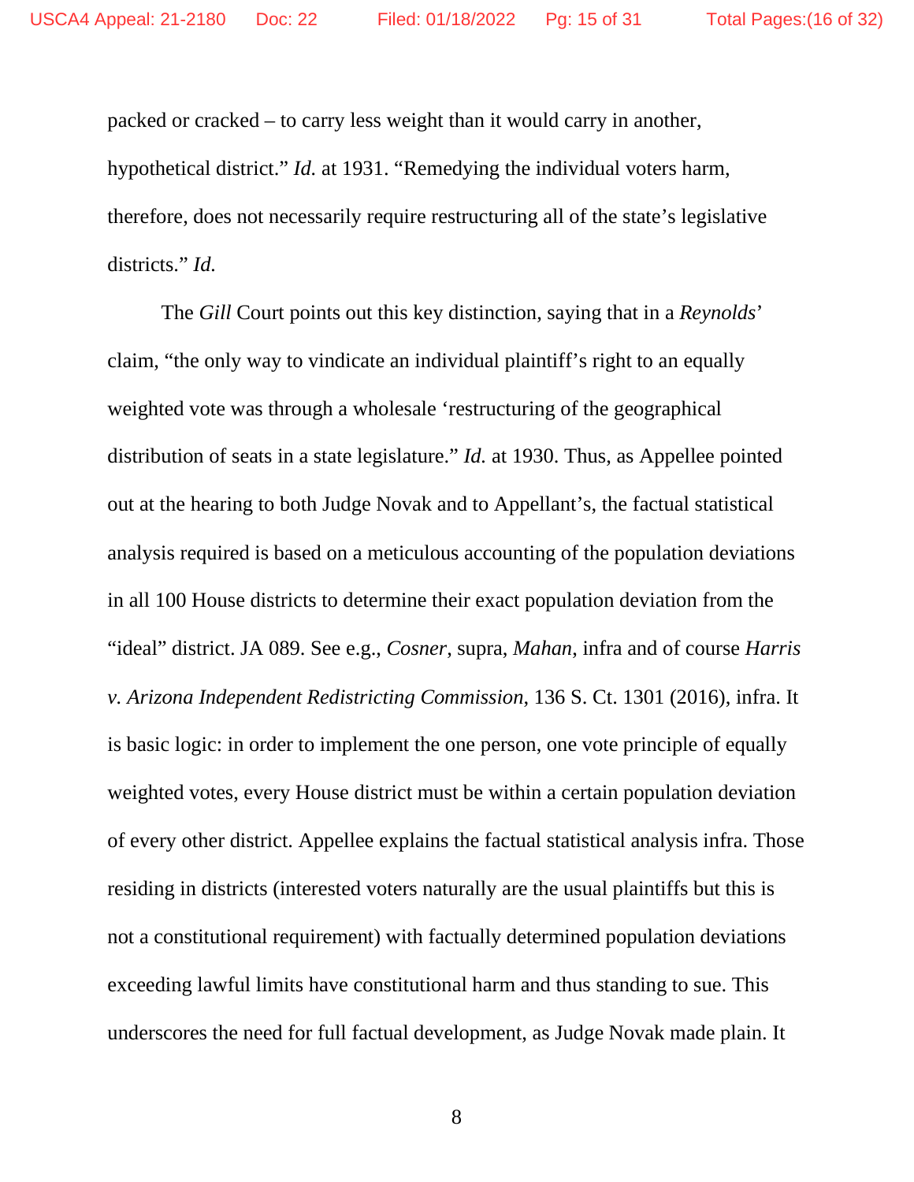packed or cracked – to carry less weight than it would carry in another, hypothetical district." *Id.* at 1931. "Remedying the individual voters harm, therefore, does not necessarily require restructuring all of the state's legislative districts." *Id.*

The *Gill* Court points out this key distinction, saying that in a *Reynolds*' claim, "the only way to vindicate an individual plaintiff's right to an equally weighted vote was through a wholesale 'restructuring of the geographical distribution of seats in a state legislature." *Id.* at 1930. Thus, as Appellee pointed out at the hearing to both Judge Novak and to Appellant's, the factual statistical analysis required is based on a meticulous accounting of the population deviations in all 100 House districts to determine their exact population deviation from the "ideal" district. JA 089. See e.g., *Cosner*, supra, *Mahan*, infra and of course *Harris v. Arizona Independent Redistricting Commission*, 136 S. Ct. 1301 (2016), infra. It is basic logic: in order to implement the one person, one vote principle of equally weighted votes, every House district must be within a certain population deviation of every other district. Appellee explains the factual statistical analysis infra. Those residing in districts (interested voters naturally are the usual plaintiffs but this is not a constitutional requirement) with factually determined population deviations exceeding lawful limits have constitutional harm and thus standing to sue. This underscores the need for full factual development, as Judge Novak made plain. It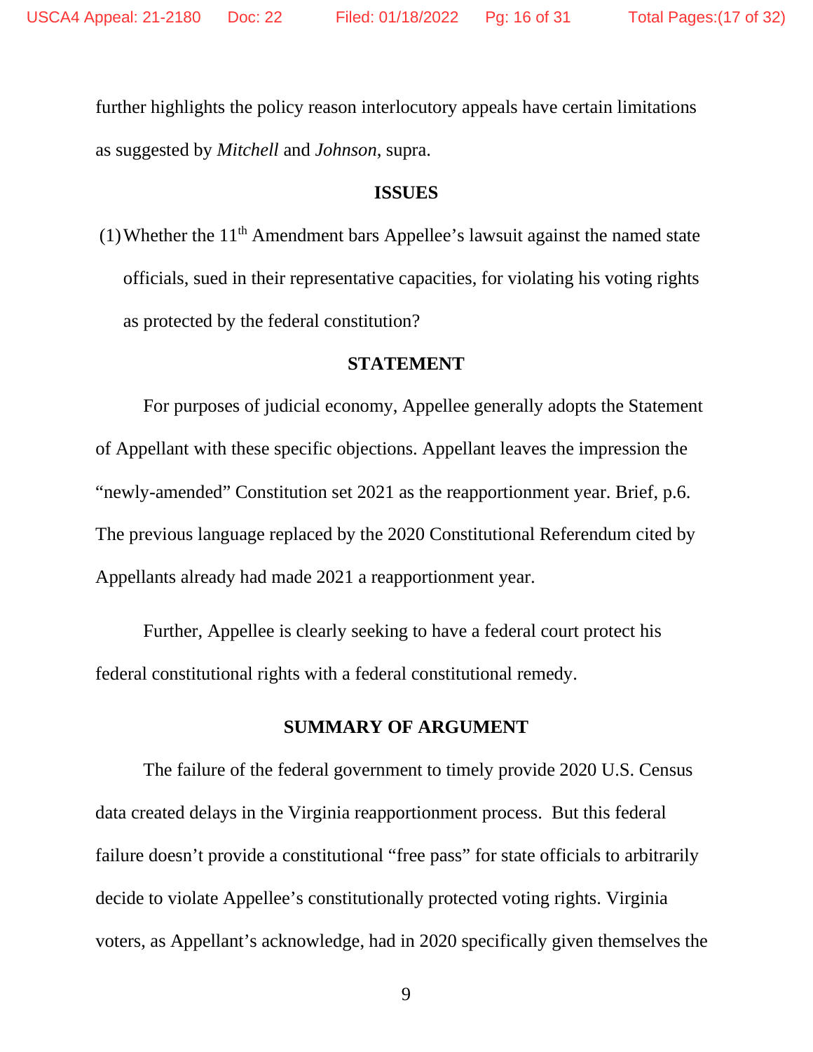further highlights the policy reason interlocutory appeals have certain limitations as suggested by *Mitchell* and *Johnson*, supra.

## ISSUES

(1) Whether the 11th Amendment bars Appellee's lawsuit against the named state officials, sued in their representative capacities, for violating his voting rights as protected by the federal constitution?

## STATEMENT

For purposes of judicial economy, Appellee generally adopts the Statement of Appellant with these specific objections. Appellant leaves the impression the "newly-amended" Constitution set 2021 as the reapportionment year. Brief, p.6. The previous language replaced by the 2020 Constitutional Referendum cited by Appellants already had made 2021 a reapportionment year.

Further, Appellee is clearly seeking to have a federal court protect his federal constitutional rights with a federal constitutional remedy.

## SUMMARY OF ARGUMENT

The failure of the federal government to timely provide 2020 U.S. Census data created delays in the Virginia reapportionment process. But this federal failure doesn't provide a constitutional "free pass" for state officials to arbitrarily decide to violate Appellee's constitutionally protected voting rights. Virginia voters, as Appellant's acknowledge, had in 2020 specifically given themselves the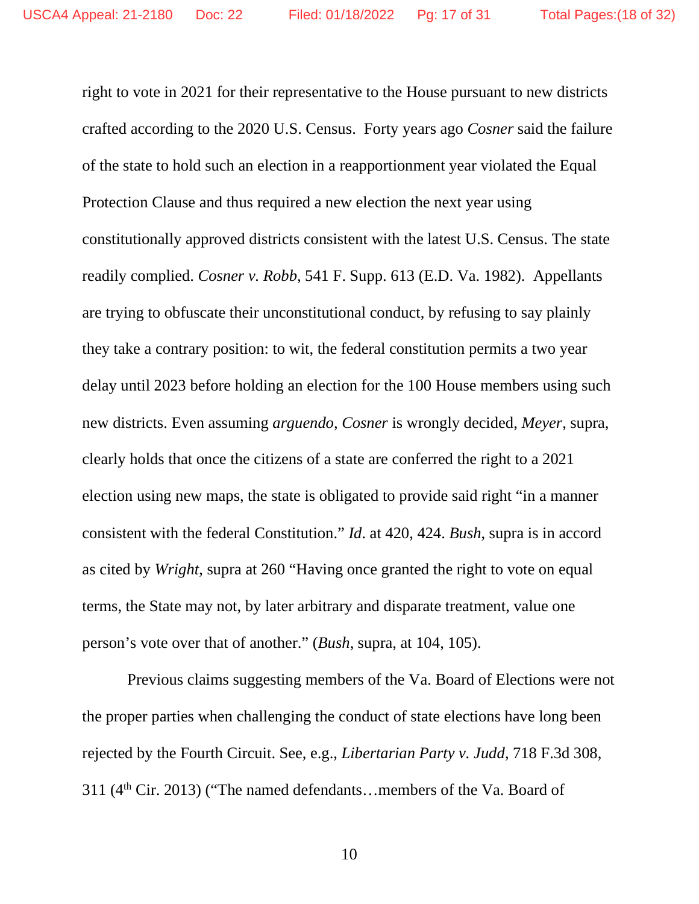right to vote in 2021 for their representative to the House pursuant to new districts crafted according to the 2020 U.S. Census. Forty years ago *Cosner* said the failure of the state to hold such an election in a reapportionment year violated the Equal Protection Clause and thus required a new election the next year using constitutionally approved districts consistent with the latest U.S. Census. The state readily complied. *Cosner v. Robb*, 541 F. Supp. 613 (E.D. Va. 1982). Appellants are trying to obfuscate their unconstitutional conduct, by refusing to say plainly they take a contrary position: to wit, the federal constitution permits a two year delay until 2023 before holding an election for the 100 House members using such new districts. Even assuming *arguendo*, *Cosner* is wrongly decided, *Meyer*, supra, clearly holds that once the citizens of a state are conferred the right to a 2021 election using new maps, the state is obligated to provide said right "in a manner consistent with the federal Constitution." *Id*. at 420, 424. *Bush*, supra is in accord as cited by *Wright*, supra at 260 "Having once granted the right to vote on equal terms, the State may not, by later arbitrary and disparate treatment, value one person's vote over that of another." (*Bush*, supra, at 104, 105).

Previous claims suggesting members of the Va. Board of Elections were not the proper parties when challenging the conduct of state elections have long been rejected by the Fourth Circuit. See, e.g., *Libertarian Party v. Judd*, 718 F.3d 308, 311 (4th Cir. 2013) ("The named defendants…members of the Va. Board of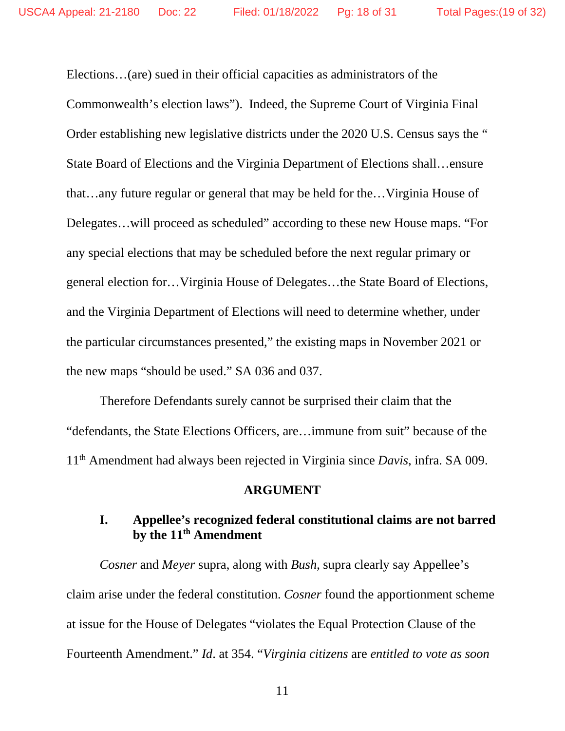Elections…(are) sued in their official capacities as administrators of the Commonwealth's election laws"). Indeed, the Supreme Court of Virginia Final Order establishing new legislative districts under the 2020 U.S. Census says the " State Board of Elections and the Virginia Department of Elections shall…ensure that…any future regular or general that may be held for the…Virginia House of Delegates…will proceed as scheduled" according to these new House maps. "For any special elections that may be scheduled before the next regular primary or general election for…Virginia House of Delegates…the State Board of Elections, and the Virginia Department of Elections will need to determine whether, under the particular circumstances presented," the existing maps in November 2021 or the new maps "should be used." SA 036 and 037.

Therefore Defendants surely cannot be surprised their claim that the "defendants, the State Elections Officers, are…immune from suit" because of the 11th Amendment had always been rejected in Virginia since *Davis*, infra. SA 009.

## ARGUMENT

### I. Appellee's recognized federal constitutional claims are not barred by the 11th Amendment

*Cosner* and *Meyer* supra, along with *Bush*, supra clearly say Appellee's claim arise under the federal constitution. *Cosner* found the apportionment scheme at issue for the House of Delegates "violates the Equal Protection Clause of the Fourteenth Amendment." *Id*. at 354. "*Virginia citizens* are *entitled to vote as soon*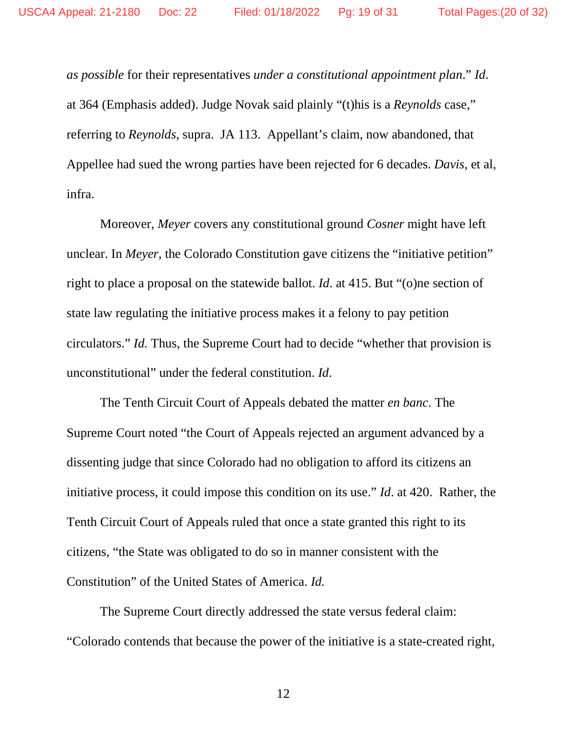*as possible* for their representatives *under a constitutional appointment plan*." *Id*. at 364 (Emphasis added). Judge Novak said plainly "(t)his is a *Reynolds* case," referring to *Reynolds*, supra. JA 113. Appellant's claim, now abandoned, that Appellee had sued the wrong parties have been rejected for 6 decades. *Davis*, et al, infra.

Moreover, *Meyer* covers any constitutional ground *Cosner* might have left unclear. In *Meyer*, the Colorado Constitution gave citizens the "initiative petition" right to place a proposal on the statewide ballot. *Id*. at 415. But "(o)ne section of state law regulating the initiative process makes it a felony to pay petition circulators." *Id.* Thus, the Supreme Court had to decide "whether that provision is unconstitutional" under the federal constitution. *Id*.

The Tenth Circuit Court of Appeals debated the matter *en banc*. The Supreme Court noted "the Court of Appeals rejected an argument advanced by a dissenting judge that since Colorado had no obligation to afford its citizens an initiative process, it could impose this condition on its use." *Id*. at 420. Rather, the Tenth Circuit Court of Appeals ruled that once a state granted this right to its citizens, "the State was obligated to do so in manner consistent with the Constitution" of the United States of America. *Id.*

The Supreme Court directly addressed the state versus federal claim: "Colorado contends that because the power of the initiative is a state-created right,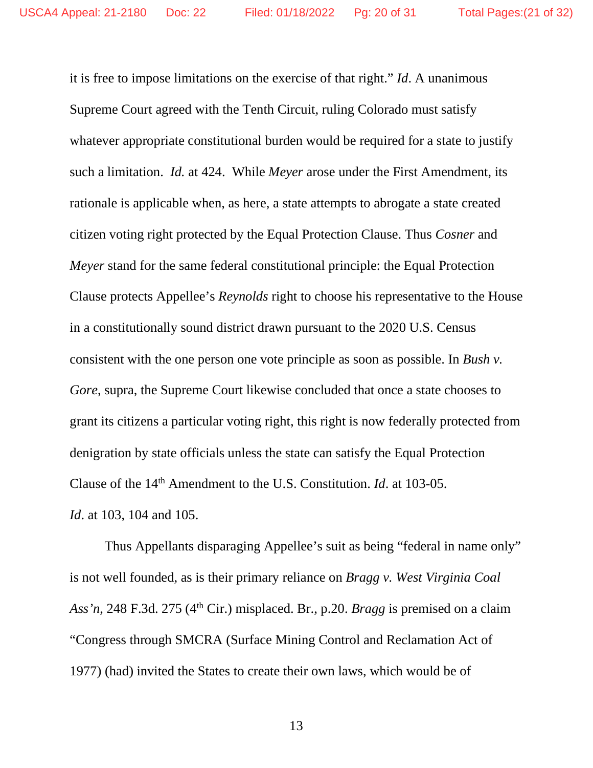it is free to impose limitations on the exercise of that right." *Id*. A unanimous Supreme Court agreed with the Tenth Circuit, ruling Colorado must satisfy whatever appropriate constitutional burden would be required for a state to justify such a limitation. *Id.* at 424. While *Meyer* arose under the First Amendment, its rationale is applicable when, as here, a state attempts to abrogate a state created citizen voting right protected by the Equal Protection Clause. Thus *Cosner* and *Meyer* stand for the same federal constitutional principle: the Equal Protection Clause protects Appellee's *Reynolds* right to choose his representative to the House in a constitutionally sound district drawn pursuant to the 2020 U.S. Census consistent with the one person one vote principle as soon as possible. In *Bush v. Gore*, supra, the Supreme Court likewise concluded that once a state chooses to grant its citizens a particular voting right, this right is now federally protected from denigration by state officials unless the state can satisfy the Equal Protection Clause of the 14th Amendment to the U.S. Constitution. *Id*. at 103-05. *Id*. at 103, 104 and 105.

Thus Appellants disparaging Appellee's suit as being "federal in name only" is not well founded, as is their primary reliance on *Bragg v. West Virginia Coal Ass'n*, 248 F.3d. 275 (4th Cir.) misplaced. Br., p.20. *Bragg* is premised on a claim "Congress through SMCRA (Surface Mining Control and Reclamation Act of 1977) (had) invited the States to create their own laws, which would be of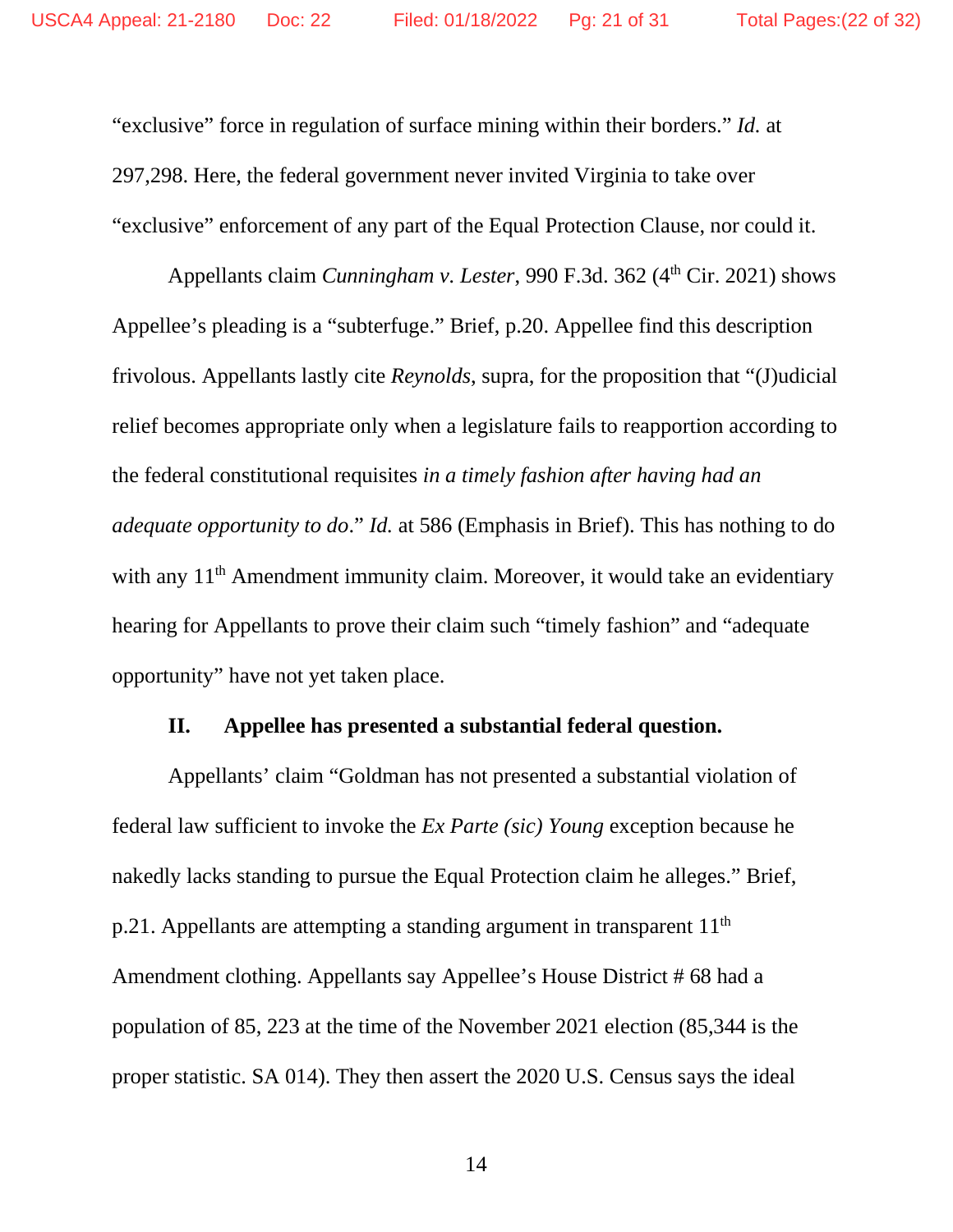"exclusive" force in regulation of surface mining within their borders." *Id.* at 297,298. Here, the federal government never invited Virginia to take over "exclusive" enforcement of any part of the Equal Protection Clause, nor could it.

Appellants claim *Cunningham v. Lester*, 990 F.3d. 362 (4th Cir. 2021) shows Appellee's pleading is a "subterfuge." Brief, p.20. Appellee find this description frivolous. Appellants lastly cite *Reynolds*, supra, for the proposition that "(J)udicial relief becomes appropriate only when a legislature fails to reapportion according to the federal constitutional requisites *in a timely fashion after having had an adequate opportunity to do*." *Id.* at 586 (Emphasis in Brief). This has nothing to do with any 11th Amendment immunity claim. Moreover, it would take an evidentiary hearing for Appellants to prove their claim such "timely fashion" and "adequate opportunity" have not yet taken place.

## II. Appellee has presented a substantial federal question.

Appellants' claim "Goldman has not presented a substantial violation of federal law sufficient to invoke the *Ex Parte (sic) Young* exception because he nakedly lacks standing to pursue the Equal Protection claim he alleges." Brief, p.21. Appellants are attempting a standing argument in transparent 11th Amendment clothing. Appellants say Appellee's House District # 68 had a population of 85, 223 at the time of the November 2021 election (85,344 is the proper statistic. SA 014). They then assert the 2020 U.S. Census says the ideal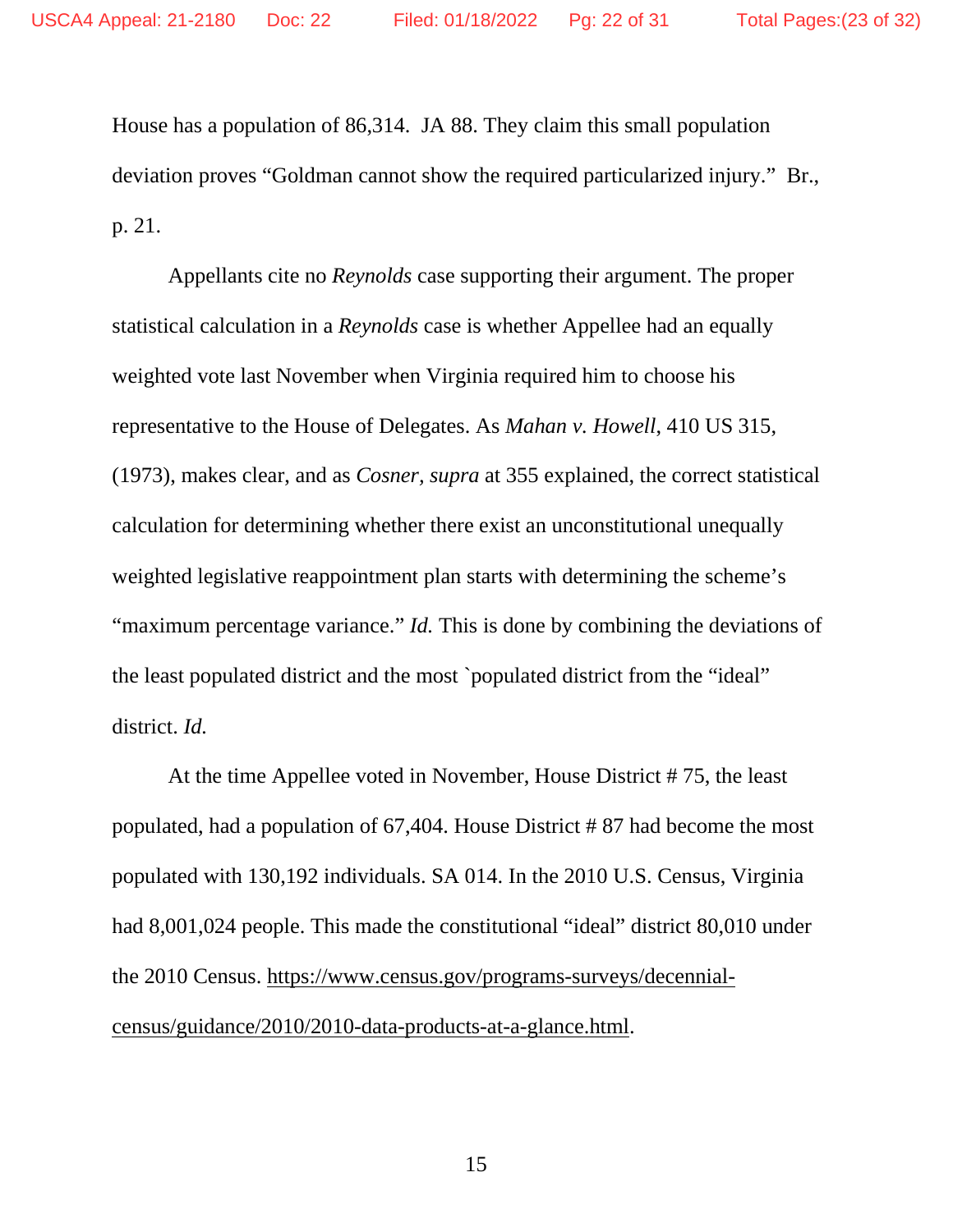House has a population of 86,314. JA 88. They claim this small population deviation proves "Goldman cannot show the required particularized injury." Br., p. 21.

Appellants cite no *Reynolds* case supporting their argument. The proper statistical calculation in a *Reynolds* case is whether Appellee had an equally weighted vote last November when Virginia required him to choose his representative to the House of Delegates. As *Mahan v. Howell*, 410 US 315, (1973), makes clear, and as *Cosner, supra* at 355 explained, the correct statistical calculation for determining whether there exist an unconstitutional unequally weighted legislative reappointment plan starts with determining the scheme's "maximum percentage variance." *Id.* This is done by combining the deviations of the least populated district and the most `populated district from the "ideal" district. *Id.*

At the time Appellee voted in November, House District # 75, the least populated, had a population of 67,404. House District # 87 had become the most populated with 130,192 individuals. SA 014. In the 2010 U.S. Census, Virginia had 8,001,024 people. This made the constitutional "ideal" district 80,010 under the 2010 Census. https://www.census.gov/programs-surveys/decennial-census/guidance/2010/2010-data-products-at-a-glance.html.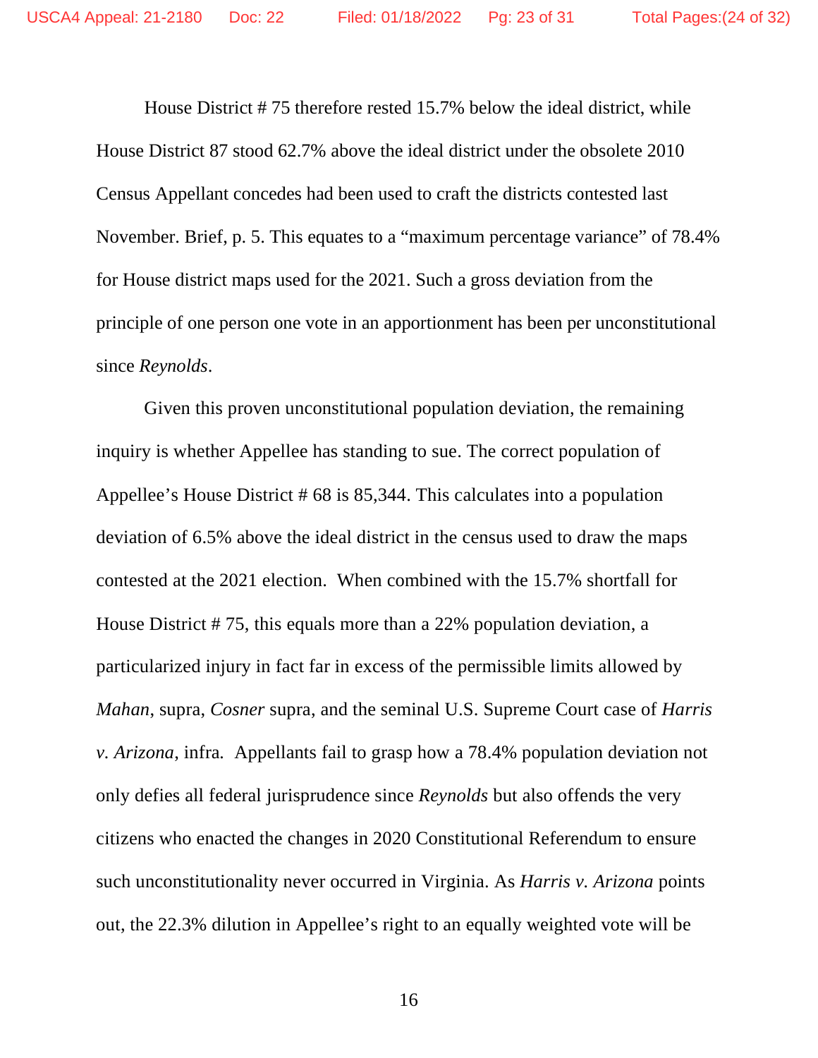House District # 75 therefore rested 15.7% below the ideal district, while House District 87 stood 62.7% above the ideal district under the obsolete 2010 Census Appellant concedes had been used to craft the districts contested last November. Brief, p. 5. This equates to a "maximum percentage variance" of 78.4% for House district maps used for the 2021. Such a gross deviation from the principle of one person one vote in an apportionment has been per unconstitutional since *Reynolds*.

Given this proven unconstitutional population deviation, the remaining inquiry is whether Appellee has standing to sue. The correct population of Appellee's House District # 68 is 85,344. This calculates into a population deviation of 6.5% above the ideal district in the census used to draw the maps contested at the 2021 election. When combined with the 15.7% shortfall for House District # 75, this equals more than a 22% population deviation, a particularized injury in fact far in excess of the permissible limits allowed by *Mahan*, supra, *Cosner* supra, and the seminal U.S. Supreme Court case of *Harris v. Arizona*, infra. Appellants fail to grasp how a 78.4% population deviation not only defies all federal jurisprudence since *Reynolds* but also offends the very citizens who enacted the changes in 2020 Constitutional Referendum to ensure such unconstitutionality never occurred in Virginia. As *Harris v. Arizona* points out, the 22.3% dilution in Appellee's right to an equally weighted vote will be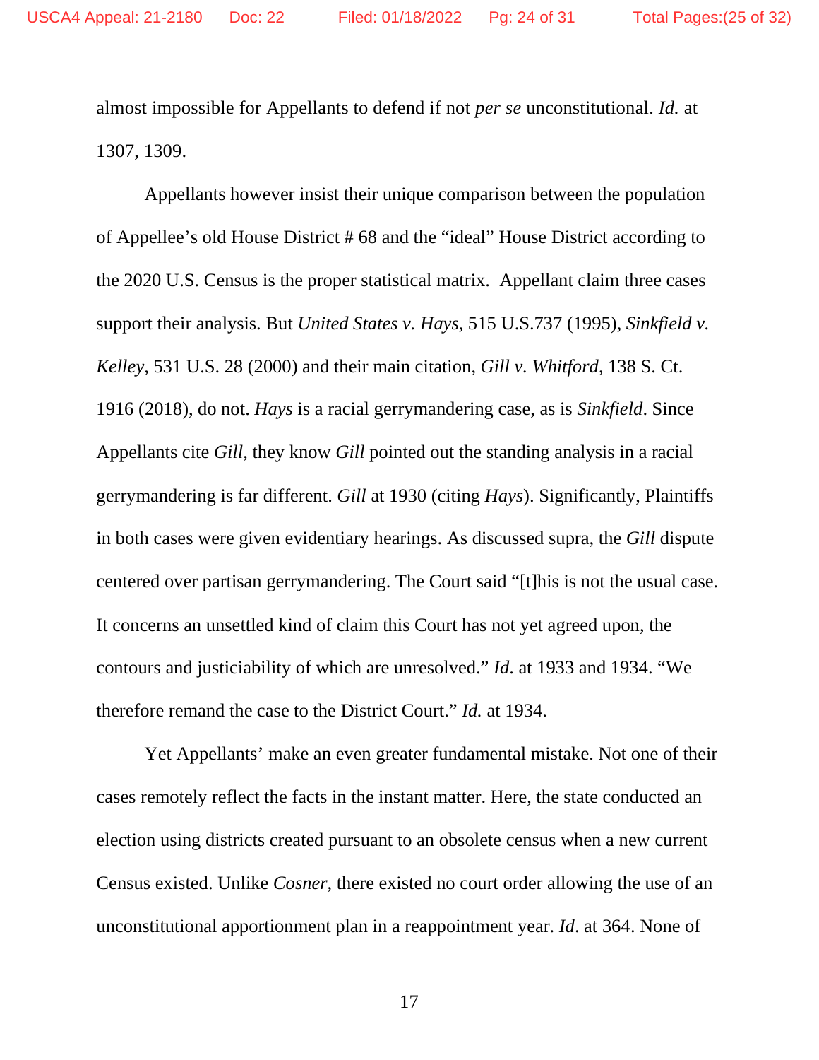almost impossible for Appellants to defend if not *per se* unconstitutional. *Id.* at 1307, 1309.

Appellants however insist their unique comparison between the population of Appellee's old House District # 68 and the "ideal" House District according to the 2020 U.S. Census is the proper statistical matrix. Appellant claim three cases support their analysis. But *United States v. Hays*, 515 U.S.737 (1995), *Sinkfield v. Kelley*, 531 U.S. 28 (2000) and their main citation, *Gill v. Whitford*, 138 S. Ct. 1916 (2018), do not. *Hays* is a racial gerrymandering case, as is *Sinkfield*. Since Appellants cite *Gill*, they know *Gill* pointed out the standing analysis in a racial gerrymandering is far different. *Gill* at 1930 (citing *Hays*). Significantly, Plaintiffs in both cases were given evidentiary hearings. As discussed supra, the *Gill* dispute centered over partisan gerrymandering. The Court said "[t]his is not the usual case. It concerns an unsettled kind of claim this Court has not yet agreed upon, the contours and justiciability of which are unresolved." *Id*. at 1933 and 1934. "We therefore remand the case to the District Court." *Id.* at 1934.

Yet Appellants' make an even greater fundamental mistake. Not one of their cases remotely reflect the facts in the instant matter. Here, the state conducted an election using districts created pursuant to an obsolete census when a new current Census existed. Unlike *Cosner*, there existed no court order allowing the use of an unconstitutional apportionment plan in a reappointment year. *Id*. at 364. None of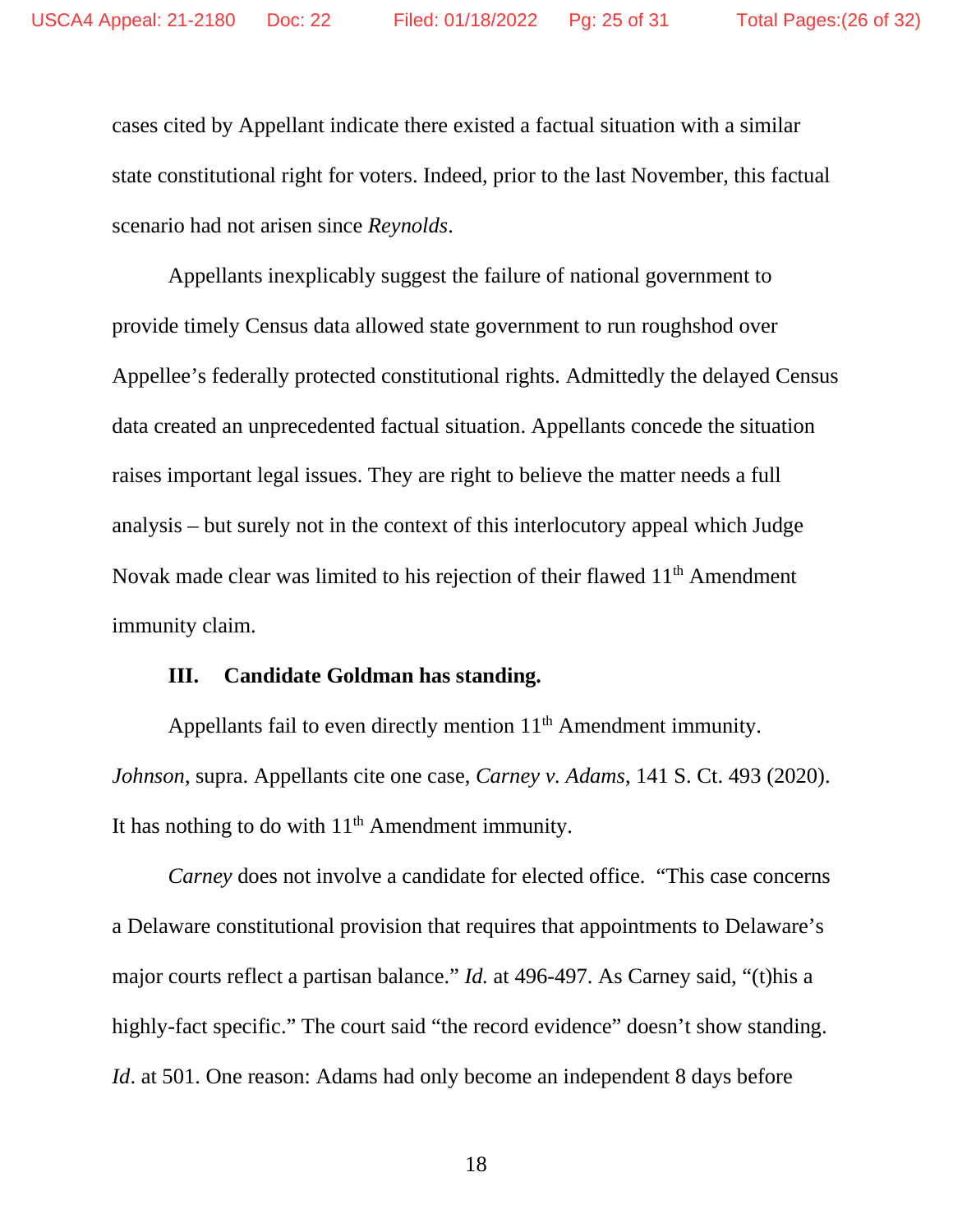cases cited by Appellant indicate there existed a factual situation with a similar state constitutional right for voters. Indeed, prior to the last November, this factual scenario had not arisen since *Reynolds*.

Appellants inexplicably suggest the failure of national government to provide timely Census data allowed state government to run roughshod over Appellee's federally protected constitutional rights. Admittedly the delayed Census data created an unprecedented factual situation. Appellants concede the situation raises important legal issues. They are right to believe the matter needs a full analysis – but surely not in the context of this interlocutory appeal which Judge Novak made clear was limited to his rejection of their flawed 11th Amendment immunity claim.

**III. Candidate Goldman has standing.**

Appellants fail to even directly mention 11th Amendment immunity. *Johnson*, supra. Appellants cite one case, *Carney v. Adams*, 141 S. Ct. 493 (2020). It has nothing to do with 11th Amendment immunity.

*Carney* does not involve a candidate for elected office. "This case concerns a Delaware constitutional provision that requires that appointments to Delaware's major courts reflect a partisan balance." *Id.* at 496-497. As Carney said, "(t)his a highly-fact specific." The court said "the record evidence" doesn't show standing. *Id*. at 501. One reason: Adams had only become an independent 8 days before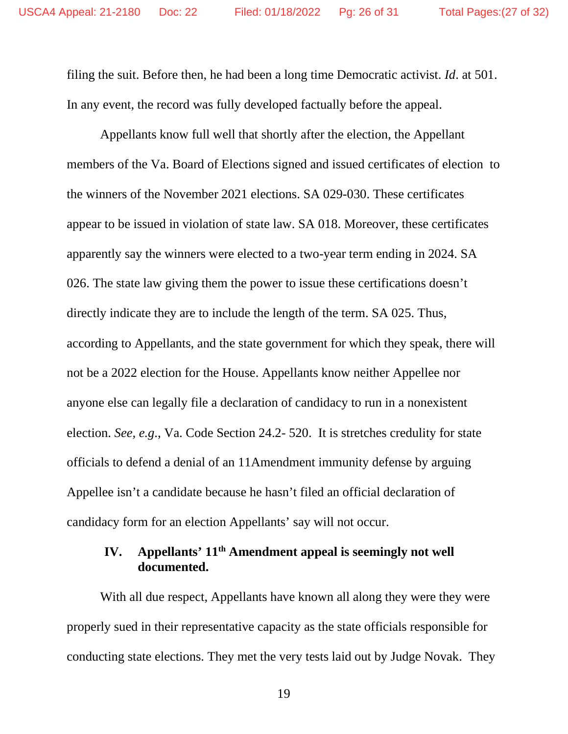filing the suit. Before then, he had been a long time Democratic activist. *Id*. at 501. In any event, the record was fully developed factually before the appeal.

Appellants know full well that shortly after the election, the Appellant members of the Va. Board of Elections signed and issued certificates of election to the winners of the November 2021 elections. SA 029-030. These certificates appear to be issued in violation of state law. SA 018. Moreover, these certificates apparently say the winners were elected to a two-year term ending in 2024. SA 026. The state law giving them the power to issue these certifications doesn't directly indicate they are to include the length of the term. SA 025. Thus, according to Appellants, and the state government for which they speak, there will not be a 2022 election for the House. Appellants know neither Appellee nor anyone else can legally file a declaration of candidacy to run in a nonexistent election. *See, e.g.*, Va. Code Section 24.2- 520. It is stretches credulity for state officials to defend a denial of an 11Amendment immunity defense by arguing Appellee isn't a candidate because he hasn't filed an official declaration of candidacy form for an election Appellants' say will not occur.

### IV. Appellants' 11th Amendment appeal is seemingly not well documented.

With all due respect, Appellants have known all along they were they were properly sued in their representative capacity as the state officials responsible for conducting state elections. They met the very tests laid out by Judge Novak. They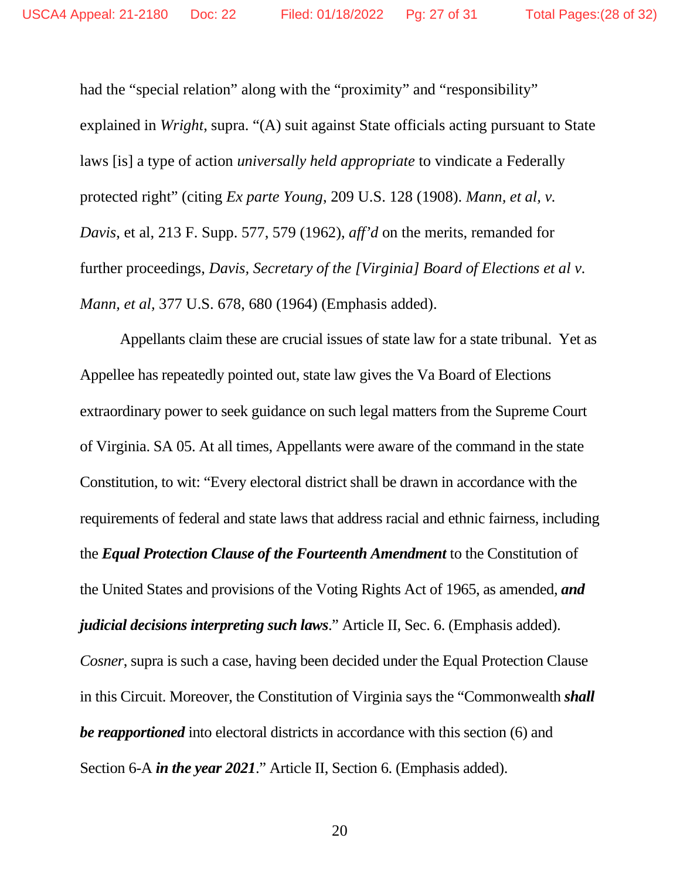had the "special relation" along with the "proximity" and "responsibility" explained in *Wright*, supra. "(A) suit against State officials acting pursuant to State laws [is] a type of action *universally held appropriate* to vindicate a Federally protected right" (citing *Ex parte Young*, 209 U.S. 128 (1908). *Mann, et al, v. Davis*, et al, 213 F. Supp. 577, 579 (1962), *aff'd* on the merits, remanded for further proceedings, *Davis, Secretary of the [Virginia] Board of Elections et al v. Mann, et al*, 377 U.S. 678, 680 (1964) (Emphasis added).

Appellants claim these are crucial issues of state law for a state tribunal. Yet as Appellee has repeatedly pointed out, state law gives the Va Board of Elections extraordinary power to seek guidance on such legal matters from the Supreme Court of Virginia. SA 05. At all times, Appellants were aware of the command in the state Constitution, to wit: "Every electoral district shall be drawn in accordance with the requirements of federal and state laws that address racial and ethnic fairness, including the ***Equal Protection Clause of the Fourteenth Amendment*** to the Constitution of the United States and provisions of the Voting Rights Act of 1965, as amended, ***and judicial decisions interpreting such laws***." Article II, Sec. 6. (Emphasis added). *Cosner*, supra is such a case, having been decided under the Equal Protection Clause in this Circuit. Moreover, the Constitution of Virginia says the "Commonwealth ***shall be reapportioned*** into electoral districts in accordance with this section (6) and Section 6-A ***in the year 2021***." Article II, Section 6. (Emphasis added).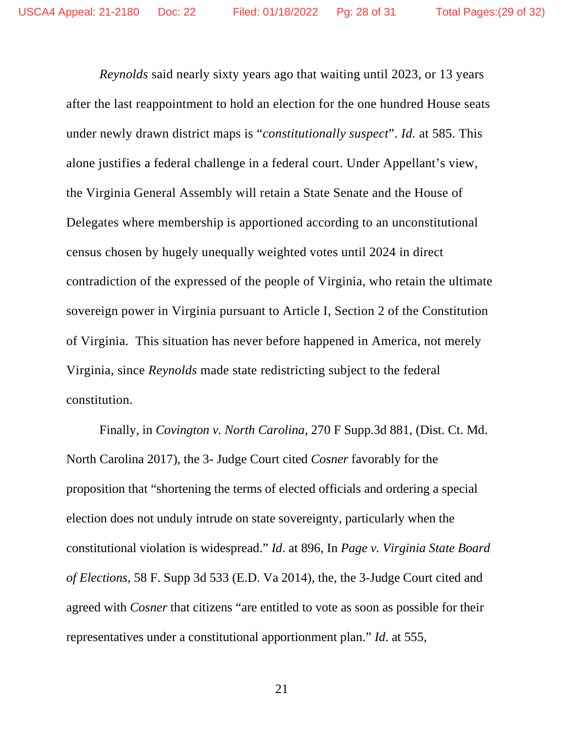*Reynolds* said nearly sixty years ago that waiting until 2023, or 13 years after the last reappointment to hold an election for the one hundred House seats under newly drawn district maps is "*constitutionally suspect*". *Id.* at 585. This alone justifies a federal challenge in a federal court. Under Appellant's view, the Virginia General Assembly will retain a State Senate and the House of Delegates where membership is apportioned according to an unconstitutional census chosen by hugely unequally weighted votes until 2024 in direct contradiction of the expressed of the people of Virginia, who retain the ultimate sovereign power in Virginia pursuant to Article I, Section 2 of the Constitution of Virginia. This situation has never before happened in America, not merely Virginia, since *Reynolds* made state redistricting subject to the federal constitution.

Finally, in *Covington v. North Carolina,* 270 F Supp.3d 881, (Dist. Ct. Md. North Carolina 2017), the 3- Judge Court cited *Cosner* favorably for the proposition that "shortening the terms of elected officials and ordering a special election does not unduly intrude on state sovereignty, particularly when the constitutional violation is widespread." *Id*. at 896, In *Page v. Virginia State Board of Elections*, 58 F. Supp 3d 533 (E.D. Va 2014), the, the 3-Judge Court cited and agreed with *Cosner* that citizens "are entitled to vote as soon as possible for their representatives under a constitutional apportionment plan." *Id*. at 555,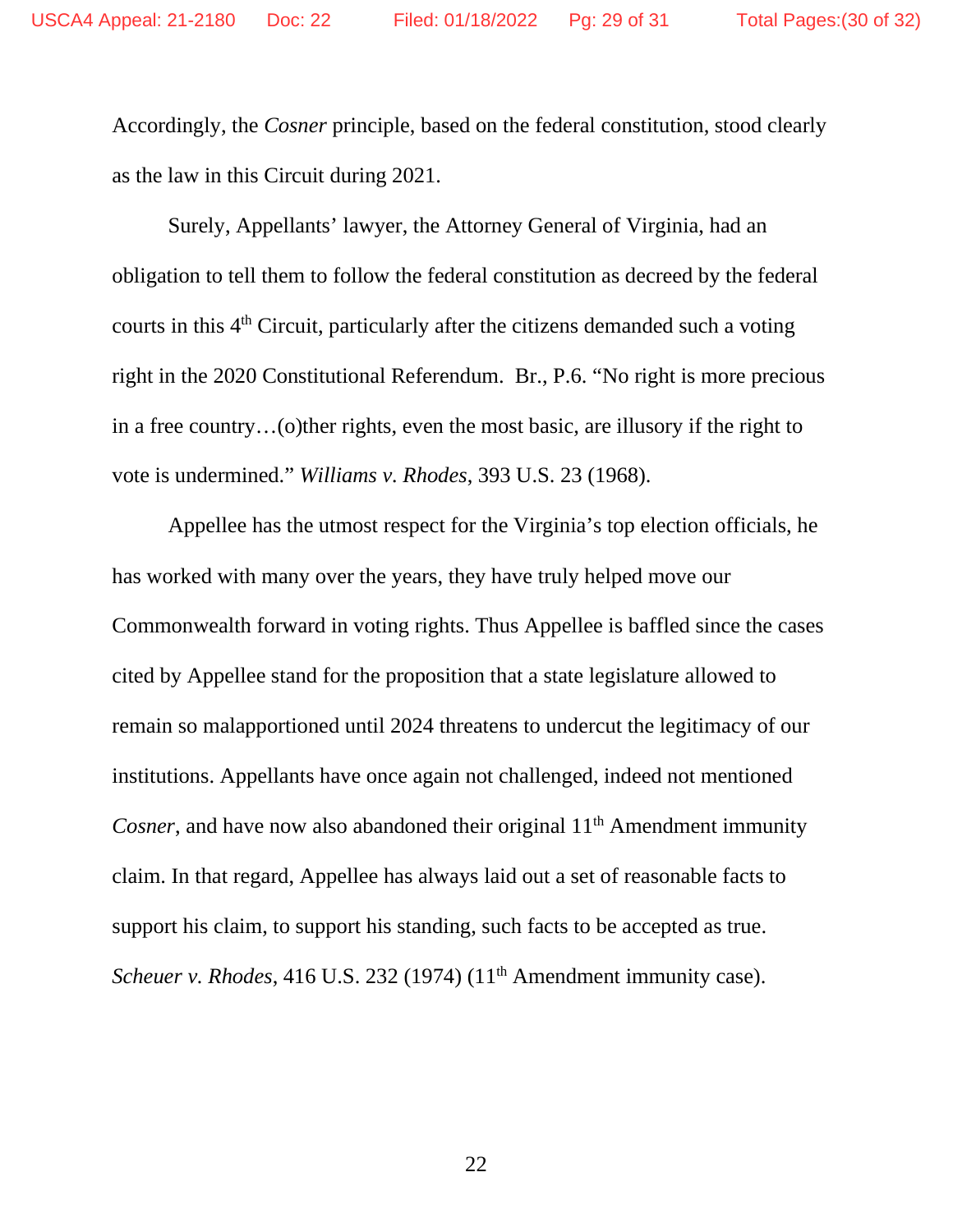Accordingly, the *Cosner* principle, based on the federal constitution, stood clearly as the law in this Circuit during 2021.

Surely, Appellants' lawyer, the Attorney General of Virginia, had an obligation to tell them to follow the federal constitution as decreed by the federal courts in this 4th Circuit, particularly after the citizens demanded such a voting right in the 2020 Constitutional Referendum. Br., P.6. "No right is more precious in a free country…(o)ther rights, even the most basic, are illusory if the right to vote is undermined." *Williams v. Rhodes*, 393 U.S. 23 (1968).

Appellee has the utmost respect for the Virginia's top election officials, he has worked with many over the years, they have truly helped move our Commonwealth forward in voting rights. Thus Appellee is baffled since the cases cited by Appellee stand for the proposition that a state legislature allowed to remain so malapportioned until 2024 threatens to undercut the legitimacy of our institutions. Appellants have once again not challenged, indeed not mentioned *Cosner*, and have now also abandoned their original 11th Amendment immunity claim. In that regard, Appellee has always laid out a set of reasonable facts to support his claim, to support his standing, such facts to be accepted as true. *Scheuer v. Rhodes*, 416 U.S. 232 (1974) (11th Amendment immunity case).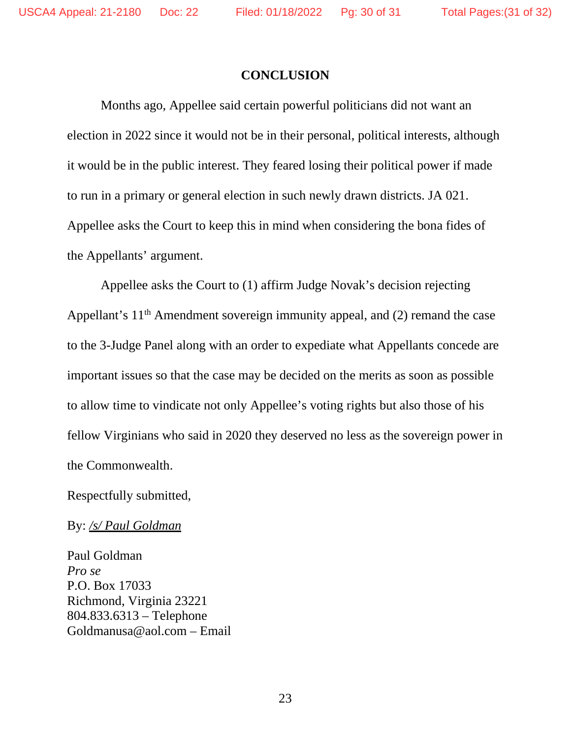## CONCLUSION

Months ago, Appellee said certain powerful politicians did not want an election in 2022 since it would not be in their personal, political interests, although it would be in the public interest. They feared losing their political power if made to run in a primary or general election in such newly drawn districts. JA 021. Appellee asks the Court to keep this in mind when considering the bona fides of the Appellants' argument.

Appellee asks the Court to (1) affirm Judge Novak's decision rejecting Appellant's 11th Amendment sovereign immunity appeal, and (2) remand the case to the 3-Judge Panel along with an order to expediate what Appellants concede are important issues so that the case may be decided on the merits as soon as possible to allow time to vindicate not only Appellee's voting rights but also those of his fellow Virginians who said in 2020 they deserved no less as the sovereign power in the Commonwealth.

Respectfully submitted,

By: <u>*/s/ Paul Goldman*</u>

Paul Goldman  
*Pro se*  
P.O. Box 17033  
Richmond, Virginia 23221  
804.833.6313 – Telephone  
Goldmanusa@aol.com – Email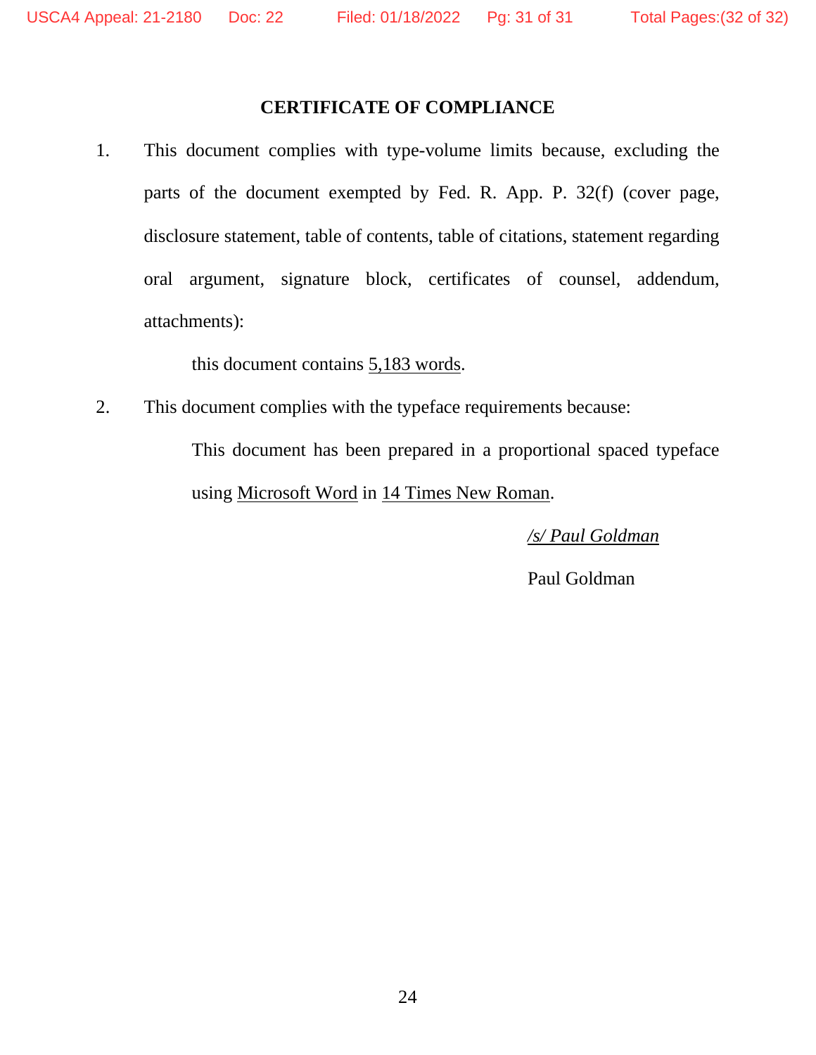## CERTIFICATE OF COMPLIANCE

1. This document complies with type-volume limits because, excluding the parts of the document exempted by Fed. R. App. P. 32(f) (cover page, disclosure statement, table of contents, table of citations, statement regarding oral argument, signature block, certificates of counsel, addendum, attachments):

   this document contains 5,183 words.

2. This document complies with the typeface requirements because:

   This document has been prepared in a proportional spaced typeface using Microsoft Word in 14 Times New Roman.

*/s/ Paul Goldman*

Paul Goldman